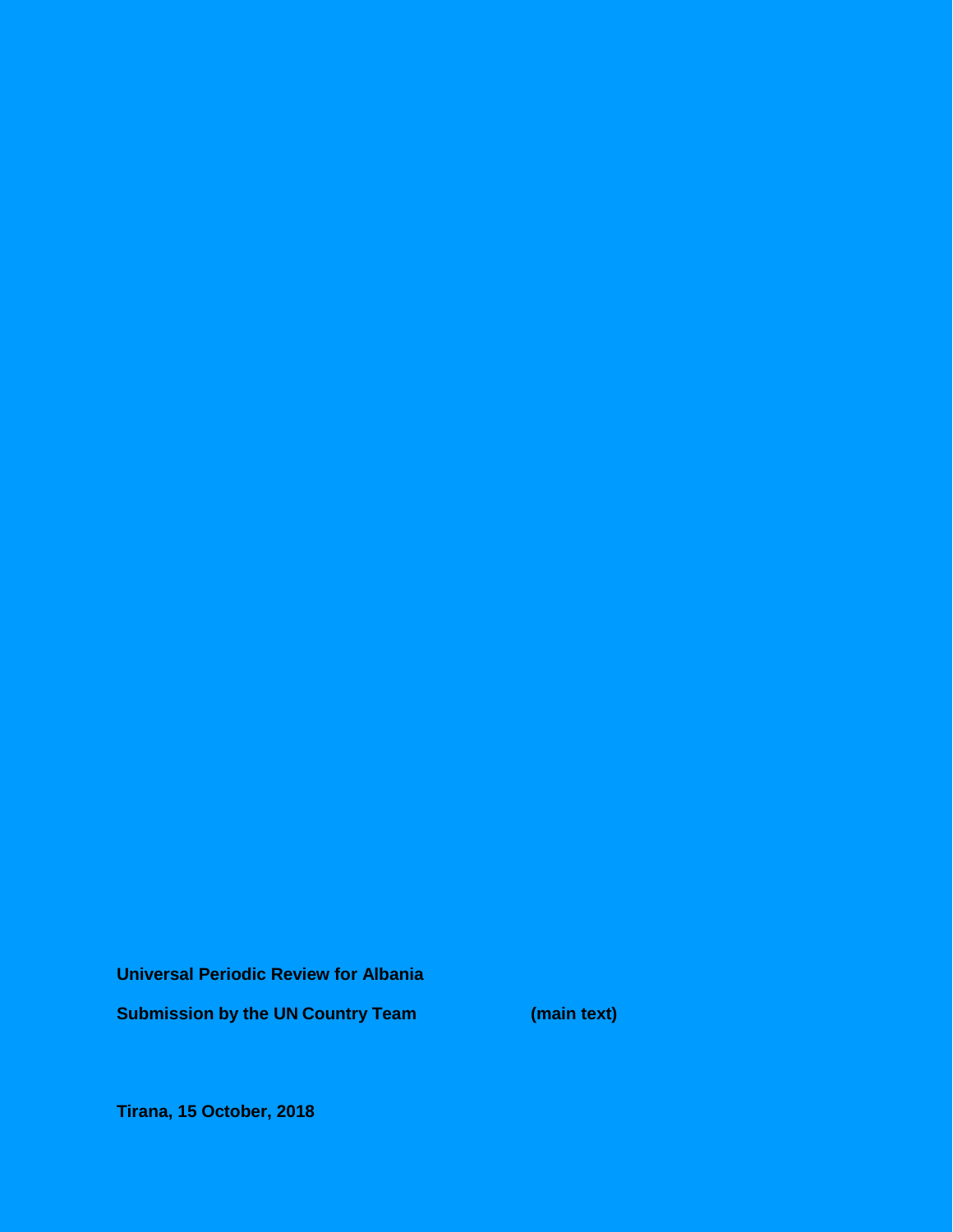**Universal Periodic Review for Albania**

**Submission by the UN Country Team** **(main text)**

**Tirana, 15 October, 2018**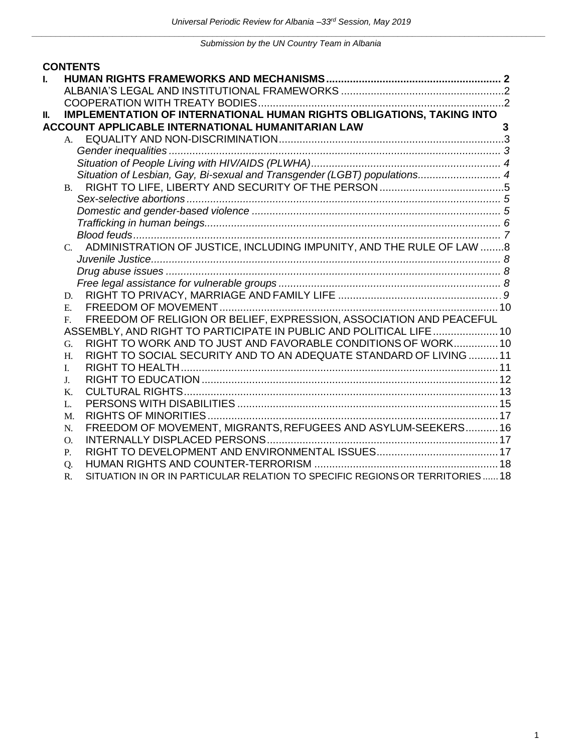## CONTENTS

**I. HUMAN RIGHTS FRAMEWORKS AND MECHANISMS .......... 2**

ALBANIA'S LEGAL AND INSTITUTIONAL FRAMEWORKS .......... 2

COOPERATION WITH TREATY BODIES .......... 2

**II. IMPLEMENTATION OF INTERNATIONAL HUMAN RIGHTS OBLIGATIONS, TAKING INTO ACCOUNT APPLICABLE INTERNATIONAL HUMANITARIAN LAW .......... 3**

A. EQUALITY AND NON-DISCRIMINATION .......... 3

*Gender inequalities .......... 3*

*Situation of People Living with HIV/AIDS (PLWHA) .......... 4*

*Situation of Lesbian, Gay, Bi-sexual and Transgender (LGBT) populations .......... 4*

B. RIGHT TO LIFE, LIBERTY AND SECURITY OF THE PERSON .......... 5

*Sex-selective abortions .......... 5*

*Domestic and gender-based violence .......... 5*

*Trafficking in human beings .......... 6*

*Blood feuds .......... 7*

C. ADMINISTRATION OF JUSTICE, INCLUDING IMPUNITY, AND THE RULE OF LAW .......... 8

*Juvenile Justice .......... 8*

*Drug abuse issues .......... 8*

*Free legal assistance for vulnerable groups .......... 8*

D. RIGHT TO PRIVACY, MARRIAGE AND FAMILY LIFE .......... 9

E. FREEDOM OF MOVEMENT .......... 10

F. FREEDOM OF RELIGION OR BELIEF, EXPRESSION, ASSOCIATION AND PEACEFUL ASSEMBLY, AND RIGHT TO PARTICIPATE IN PUBLIC AND POLITICAL LIFE .......... 10

G. RIGHT TO WORK AND TO JUST AND FAVORABLE CONDITIONS OF WORK .......... 10

H. RIGHT TO SOCIAL SECURITY AND TO AN ADEQUATE STANDARD OF LIVING .......... 11

I. RIGHT TO HEALTH .......... 11

J. RIGHT TO EDUCATION .......... 12

K. CULTURAL RIGHTS .......... 13

L. PERSONS WITH DISABILITIES .......... 15

M. RIGHTS OF MINORITIES .......... 17

N. FREEDOM OF MOVEMENT, MIGRANTS, REFUGEES AND ASYLUM-SEEKERS .......... 16

O. INTERNALLY DISPLACED PERSONS .......... 17

P. RIGHT TO DEVELOPMENT AND ENVIRONMENTAL ISSUES .......... 17

Q. HUMAN RIGHTS AND COUNTER-TERRORISM .......... 18

R. SITUATION IN OR IN PARTICULAR RELATION TO SPECIFIC REGIONS OR TERRITORIES .......... 18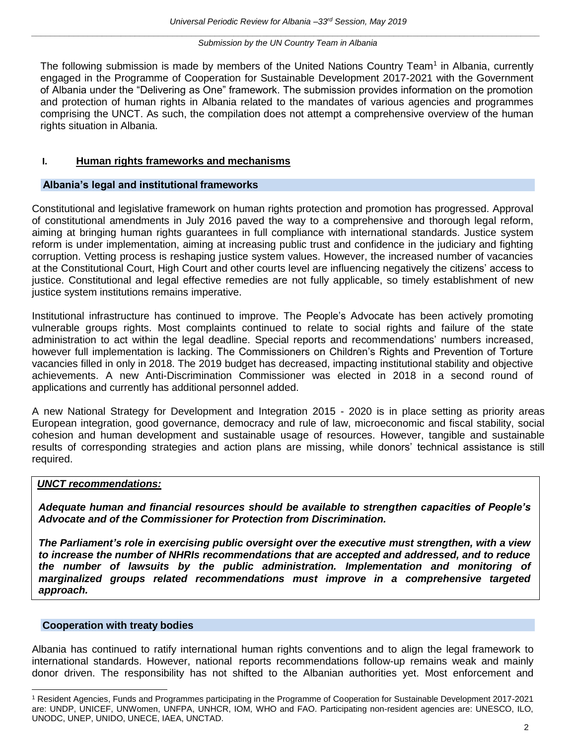The following submission is made by members of the United Nations Country Team[1] in Albania, currently engaged in the Programme of Cooperation for Sustainable Development 2017-2021 with the Government of Albania under the "Delivering as One" framework. The submission provides information on the promotion and protection of human rights in Albania related to the mandates of various agencies and programmes comprising the UNCT. As such, the compilation does not attempt a comprehensive overview of the human rights situation in Albania.

## I. Human rights frameworks and mechanisms

### Albania's legal and institutional frameworks

Constitutional and legislative framework on human rights protection and promotion has progressed. Approval of constitutional amendments in July 2016 paved the way to a comprehensive and thorough legal reform, aiming at bringing human rights guarantees in full compliance with international standards. Justice system reform is under implementation, aiming at increasing public trust and confidence in the judiciary and fighting corruption. Vetting process is reshaping justice system values. However, the increased number of vacancies at the Constitutional Court, High Court and other courts level are influencing negatively the citizens' access to justice. Constitutional and legal effective remedies are not fully applicable, so timely establishment of new justice system institutions remains imperative.

Institutional infrastructure has continued to improve. The People's Advocate has been actively promoting vulnerable groups rights. Most complaints continued to relate to social rights and failure of the state administration to act within the legal deadline. Special reports and recommendations' numbers increased, however full implementation is lacking. The Commissioners on Children's Rights and Prevention of Torture vacancies filled in only in 2018. The 2019 budget has decreased, impacting institutional stability and objective achievements. A new Anti-Discrimination Commissioner was elected in 2018 in a second round of applications and currently has additional personnel added.

A new National Strategy for Development and Integration 2015 - 2020 is in place setting as priority areas European integration, good governance, democracy and rule of law, microeconomic and fiscal stability, social cohesion and human development and sustainable usage of resources. However, tangible and sustainable results of corresponding strategies and action plans are missing, while donors' technical assistance is still required.

***UNCT recommendations:***

***Adequate human and financial resources should be available to strengthen capacities of People's Advocate and of the Commissioner for Protection from Discrimination.***

***The Parliament's role in exercising public oversight over the executive must strengthen, with a view to increase the number of NHRIs recommendations that are accepted and addressed, and to reduce the number of lawsuits by the public administration. Implementation and monitoring of marginalized groups related recommendations must improve in a comprehensive targeted approach.***

### Cooperation with treaty bodies

Albania has continued to ratify international human rights conventions and to align the legal framework to international standards. However, national reports recommendations follow-up remains weak and mainly donor driven. The responsibility has not shifted to the Albanian authorities yet. Most enforcement and

[1] Resident Agencies, Funds and Programmes participating in the Programme of Cooperation for Sustainable Development 2017-2021 are: UNDP, UNICEF, UNWomen, UNFPA, UNHCR, IOM, WHO and FAO. Participating non-resident agencies are: UNESCO, ILO, UNODC, UNEP, UNIDO, UNECE, IAEA, UNCTAD.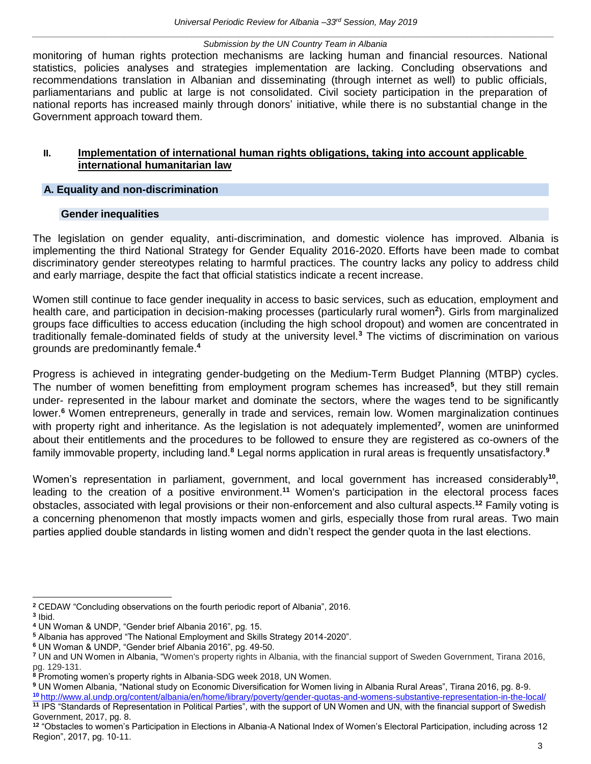monitoring of human rights protection mechanisms are lacking human and financial resources. National statistics, policies analyses and strategies implementation are lacking. Concluding observations and recommendations translation in Albanian and disseminating (through internet as well) to public officials, parliamentarians and public at large is not consolidated. Civil society participation in the preparation of national reports has increased mainly through donors' initiative, while there is no substantial change in the Government approach toward them.

## II. Implementation of international human rights obligations, taking into account applicable international humanitarian law

### A. Equality and non-discrimination

#### Gender inequalities

The legislation on gender equality, anti-discrimination, and domestic violence has improved. Albania is implementing the third National Strategy for Gender Equality 2016-2020. Efforts have been made to combat discriminatory gender stereotypes relating to harmful practices. The country lacks any policy to address child and early marriage, despite the fact that official statistics indicate a recent increase.

Women still continue to face gender inequality in access to basic services, such as education, employment and health care, and participation in decision-making processes (particularly rural women[2]). Girls from marginalized groups face difficulties to access education (including the high school dropout) and women are concentrated in traditionally female-dominated fields of study at the university level.[3] The victims of discrimination on various grounds are predominantly female.[4]

Progress is achieved in integrating gender-budgeting on the Medium-Term Budget Planning (MTBP) cycles. The number of women benefitting from employment program schemes has increased[5], but they still remain under- represented in the labour market and dominate the sectors, where the wages tend to be significantly lower.[6] Women entrepreneurs, generally in trade and services, remain low. Women marginalization continues with property right and inheritance. As the legislation is not adequately implemented[7], women are uninformed about their entitlements and the procedures to be followed to ensure they are registered as co-owners of the family immovable property, including land.[8] Legal norms application in rural areas is frequently unsatisfactory.[9]

Women's representation in parliament, government, and local government has increased considerably[10], leading to the creation of a positive environment.[11] Women's participation in the electoral process faces obstacles, associated with legal provisions or their non-enforcement and also cultural aspects.[12] Family voting is a concerning phenomenon that mostly impacts women and girls, especially those from rural areas. Two main parties applied double standards in listing women and didn't respect the gender quota in the last elections.

---

[2] CEDAW "Concluding observations on the fourth periodic report of Albania", 2016.
[3] Ibid.
[4] UN Woman & UNDP, "Gender brief Albania 2016", pg. 15.
[5] Albania has approved "The National Employment and Skills Strategy 2014-2020".
[6] UN Woman & UNDP, "Gender brief Albania 2016", pg. 49-50.
[7] UN and UN Women in Albania, "Women's property rights in Albania, with the financial support of Sweden Government, Tirana 2016, pg. 129-131.
[8] Promoting women's property rights in Albania-SDG week 2018, UN Women.
[9] UN Women Albania, "National study on Economic Diversification for Women living in Albania Rural Areas", Tirana 2016, pg. 8-9.
[10] http://www.al.undp.org/content/albania/en/home/library/poverty/gender-quotas-and-womens-substantive-representation-in-the-local/
[11] IPS "Standards of Representation in Political Parties", with the support of UN Women and UN, with the financial support of Swedish Government, 2017, pg. 8.
[12] "Obstacles to women's Participation in Elections in Albania-A National Index of Women's Electoral Participation, including across 12 Region", 2017, pg. 10-11.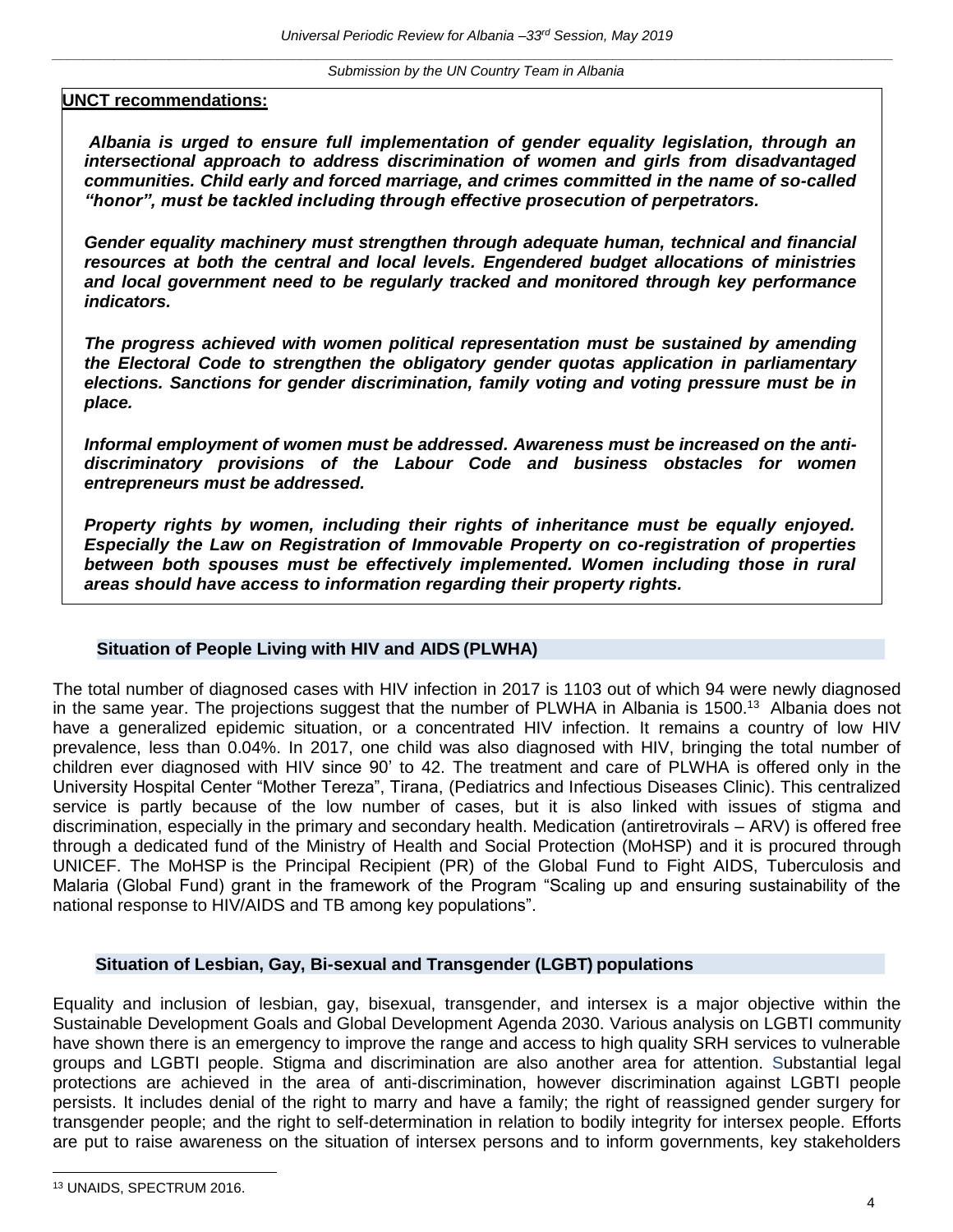**UNCT recommendations:**

***Albania is urged to ensure full implementation of gender equality legislation, through an intersectional approach to address discrimination of women and girls from disadvantaged communities. Child early and forced marriage, and crimes committed in the name of so-called "honor", must be tackled including through effective prosecution of perpetrators.***

***Gender equality machinery must strengthen through adequate human, technical and financial resources at both the central and local levels. Engendered budget allocations of ministries and local government need to be regularly tracked and monitored through key performance indicators.***

***The progress achieved with women political representation must be sustained by amending the Electoral Code to strengthen the obligatory gender quotas application in parliamentary elections. Sanctions for gender discrimination, family voting and voting pressure must be in place.***

***Informal employment of women must be addressed. Awareness must be increased on the anti-discriminatory provisions of the Labour Code and business obstacles for women entrepreneurs must be addressed.***

***Property rights by women, including their rights of inheritance must be equally enjoyed. Especially the Law on Registration of Immovable Property on co-registration of properties between both spouses must be effectively implemented. Women including those in rural areas should have access to information regarding their property rights.***

### Situation of People Living with HIV and AIDS (PLWHA)

The total number of diagnosed cases with HIV infection in 2017 is 1103 out of which 94 were newly diagnosed in the same year. The projections suggest that the number of PLWHA in Albania is 1500.[13] Albania does not have a generalized epidemic situation, or a concentrated HIV infection. It remains a country of low HIV prevalence, less than 0.04%. In 2017, one child was also diagnosed with HIV, bringing the total number of children ever diagnosed with HIV since 90' to 42. The treatment and care of PLWHA is offered only in the University Hospital Center "Mother Tereza", Tirana, (Pediatrics and Infectious Diseases Clinic). This centralized service is partly because of the low number of cases, but it is also linked with issues of stigma and discrimination, especially in the primary and secondary health. Medication (antiretrovirals – ARV) is offered free through a dedicated fund of the Ministry of Health and Social Protection (MoHSP) and it is procured through UNICEF. The MoHSP is the Principal Recipient (PR) of the Global Fund to Fight AIDS, Tuberculosis and Malaria (Global Fund) grant in the framework of the Program "Scaling up and ensuring sustainability of the national response to HIV/AIDS and TB among key populations".

### Situation of Lesbian, Gay, Bi-sexual and Transgender (LGBT) populations

Equality and inclusion of lesbian, gay, bisexual, transgender, and intersex is a major objective within the Sustainable Development Goals and Global Development Agenda 2030. Various analysis on LGBTI community have shown there is an emergency to improve the range and access to high quality SRH services to vulnerable groups and LGBTI people. Stigma and discrimination are also another area for attention. Substantial legal protections are achieved in the area of anti-discrimination, however discrimination against LGBTI people persists. It includes denial of the right to marry and have a family; the right of reassigned gender surgery for transgender people; and the right to self-determination in relation to bodily integrity for intersex people. Efforts are put to raise awareness on the situation of intersex persons and to inform governments, key stakeholders

---

[13] UNAIDS, SPECTRUM 2016.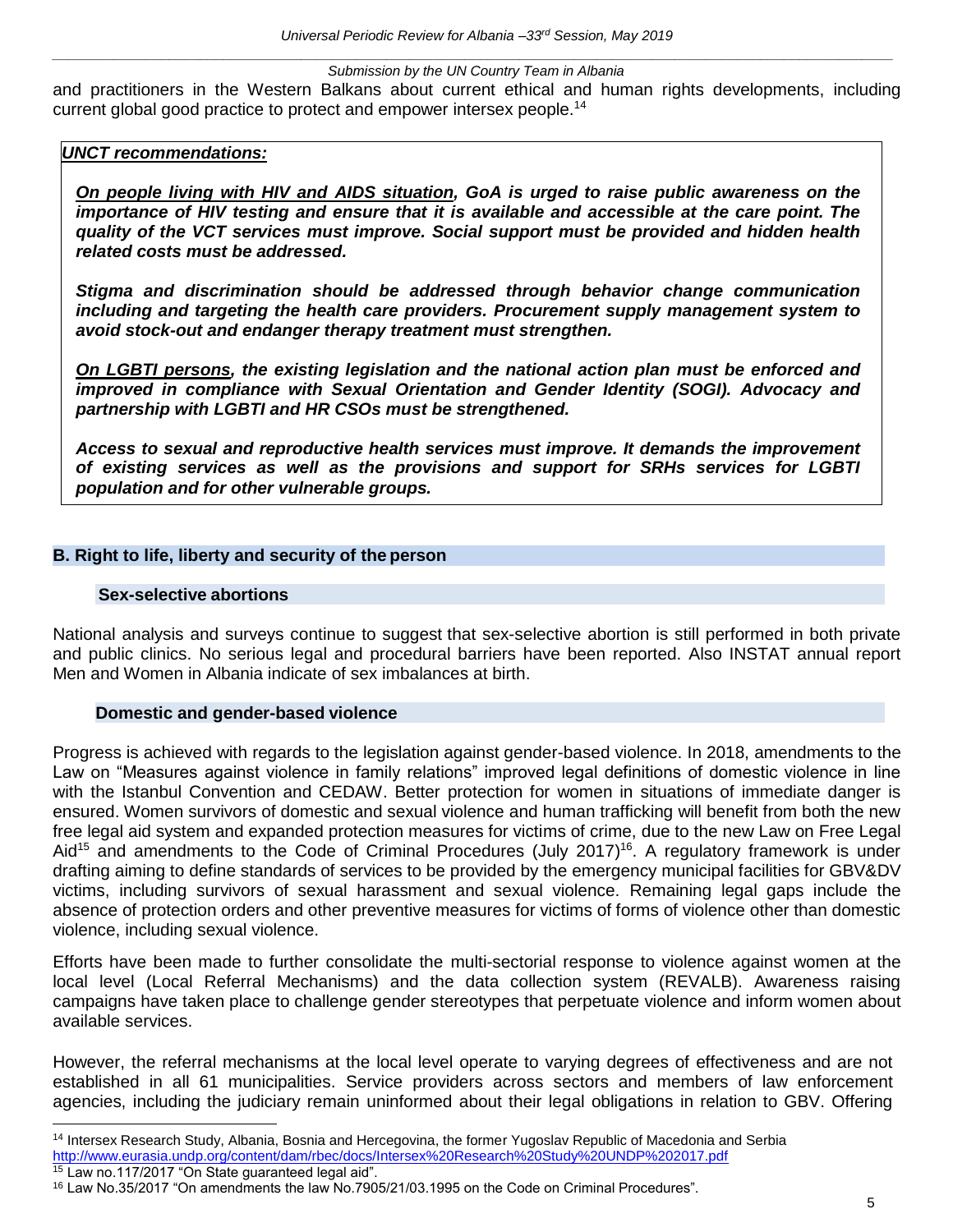and practitioners in the Western Balkans about current ethical and human rights developments, including current global good practice to protect and empower intersex people.[14]

***UNCT recommendations:***

***On people living with HIV and AIDS situation, GoA is urged to raise public awareness on the importance of HIV testing and ensure that it is available and accessible at the care point. The quality of the VCT services must improve. Social support must be provided and hidden health related costs must be addressed.***

***Stigma and discrimination should be addressed through behavior change communication including and targeting the health care providers. Procurement supply management system to avoid stock-out and endanger therapy treatment must strengthen.***

***On LGBTI persons, the existing legislation and the national action plan must be enforced and improved in compliance with Sexual Orientation and Gender Identity (SOGI). Advocacy and partnership with LGBTI and HR CSOs must be strengthened.***

***Access to sexual and reproductive health services must improve. It demands the improvement of existing services as well as the provisions and support for SRHs services for LGBTI population and for other vulnerable groups.***

## B. Right to life, liberty and security of the person

### Sex-selective abortions

National analysis and surveys continue to suggest that sex-selective abortion is still performed in both private and public clinics. No serious legal and procedural barriers have been reported. Also INSTAT annual report Men and Women in Albania indicate of sex imbalances at birth.

### Domestic and gender-based violence

Progress is achieved with regards to the legislation against gender-based violence. In 2018, amendments to the Law on "Measures against violence in family relations" improved legal definitions of domestic violence in line with the Istanbul Convention and CEDAW. Better protection for women in situations of immediate danger is ensured. Women survivors of domestic and sexual violence and human trafficking will benefit from both the new free legal aid system and expanded protection measures for victims of crime, due to the new Law on Free Legal Aid[15] and amendments to the Code of Criminal Procedures (July 2017)[16]. A regulatory framework is under drafting aiming to define standards of services to be provided by the emergency municipal facilities for GBV&DV victims, including survivors of sexual harassment and sexual violence. Remaining legal gaps include the absence of protection orders and other preventive measures for victims of forms of violence other than domestic violence, including sexual violence.

Efforts have been made to further consolidate the multi-sectorial response to violence against women at the local level (Local Referral Mechanisms) and the data collection system (REVALB). Awareness raising campaigns have taken place to challenge gender stereotypes that perpetuate violence and inform women about available services.

However, the referral mechanisms at the local level operate to varying degrees of effectiveness and are not established in all 61 municipalities. Service providers across sectors and members of law enforcement agencies, including the judiciary remain uninformed about their legal obligations in relation to GBV. Offering

---

[14] Intersex Research Study, Albania, Bosnia and Hercegovina, the former Yugoslav Republic of Macedonia and Serbia http://www.eurasia.undp.org/content/dam/rbec/docs/Intersex%20Research%20Study%20UNDP%202017.pdf

[15] Law no.117/2017 "On State guaranteed legal aid".

[16] Law No.35/2017 "On amendments the law No.7905/21/03.1995 on the Code on Criminal Procedures".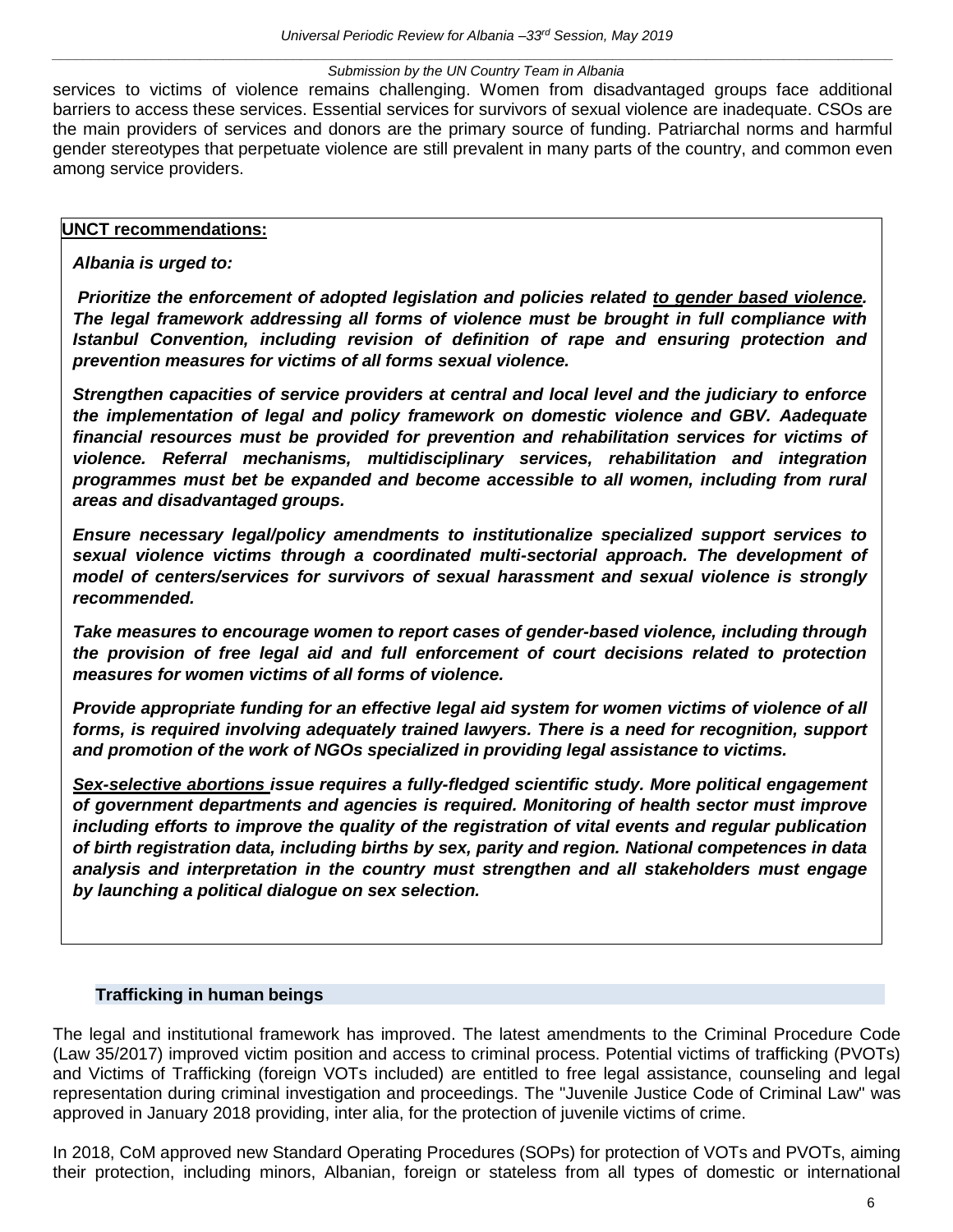services to victims of violence remains challenging. Women from disadvantaged groups face additional barriers to access these services. Essential services for survivors of sexual violence are inadequate. CSOs are the main providers of services and donors are the primary source of funding. Patriarchal norms and harmful gender stereotypes that perpetuate violence are still prevalent in many parts of the country, and common even among service providers.

**UNCT recommendations:**

***Albania is urged to:***

***Prioritize the enforcement of adopted legislation and policies related <u>to gender based violence</u>. The legal framework addressing all forms of violence must be brought in full compliance with Istanbul Convention, including revision of definition of rape and ensuring protection and prevention measures for victims of all forms sexual violence.***

***Strengthen capacities of service providers at central and local level and the judiciary to enforce the implementation of legal and policy framework on domestic violence and GBV. Aadequate financial resources must be provided for prevention and rehabilitation services for victims of violence. Referral mechanisms, multidisciplinary services, rehabilitation and integration programmes must bet be expanded and become accessible to all women, including from rural areas and disadvantaged groups.***

***Ensure necessary legal/policy amendments to institutionalize specialized support services to sexual violence victims through a coordinated multi-sectorial approach. The development of model of centers/services for survivors of sexual harassment and sexual violence is strongly recommended.***

***Take measures to encourage women to report cases of gender-based violence, including through the provision of free legal aid and full enforcement of court decisions related to protection measures for women victims of all forms of violence.***

***Provide appropriate funding for an effective legal aid system for women victims of violence of all forms, is required involving adequately trained lawyers. There is a need for recognition, support and promotion of the work of NGOs specialized in providing legal assistance to victims.***

***<u>Sex-selective abortions</u> issue requires a fully-fledged scientific study. More political engagement of government departments and agencies is required. Monitoring of health sector must improve including efforts to improve the quality of the registration of vital events and regular publication of birth registration data, including births by sex, parity and region. National competences in data analysis and interpretation in the country must strengthen and all stakeholders must engage by launching a political dialogue on sex selection.***

### Trafficking in human beings

The legal and institutional framework has improved. The latest amendments to the Criminal Procedure Code (Law 35/2017) improved victim position and access to criminal process. Potential victims of trafficking (PVOTs) and Victims of Trafficking (foreign VOTs included) are entitled to free legal assistance, counseling and legal representation during criminal investigation and proceedings. The "Juvenile Justice Code of Criminal Law" was approved in January 2018 providing, inter alia, for the protection of juvenile victims of crime.

In 2018, CoM approved new Standard Operating Procedures (SOPs) for protection of VOTs and PVOTs, aiming their protection, including minors, Albanian, foreign or stateless from all types of domestic or international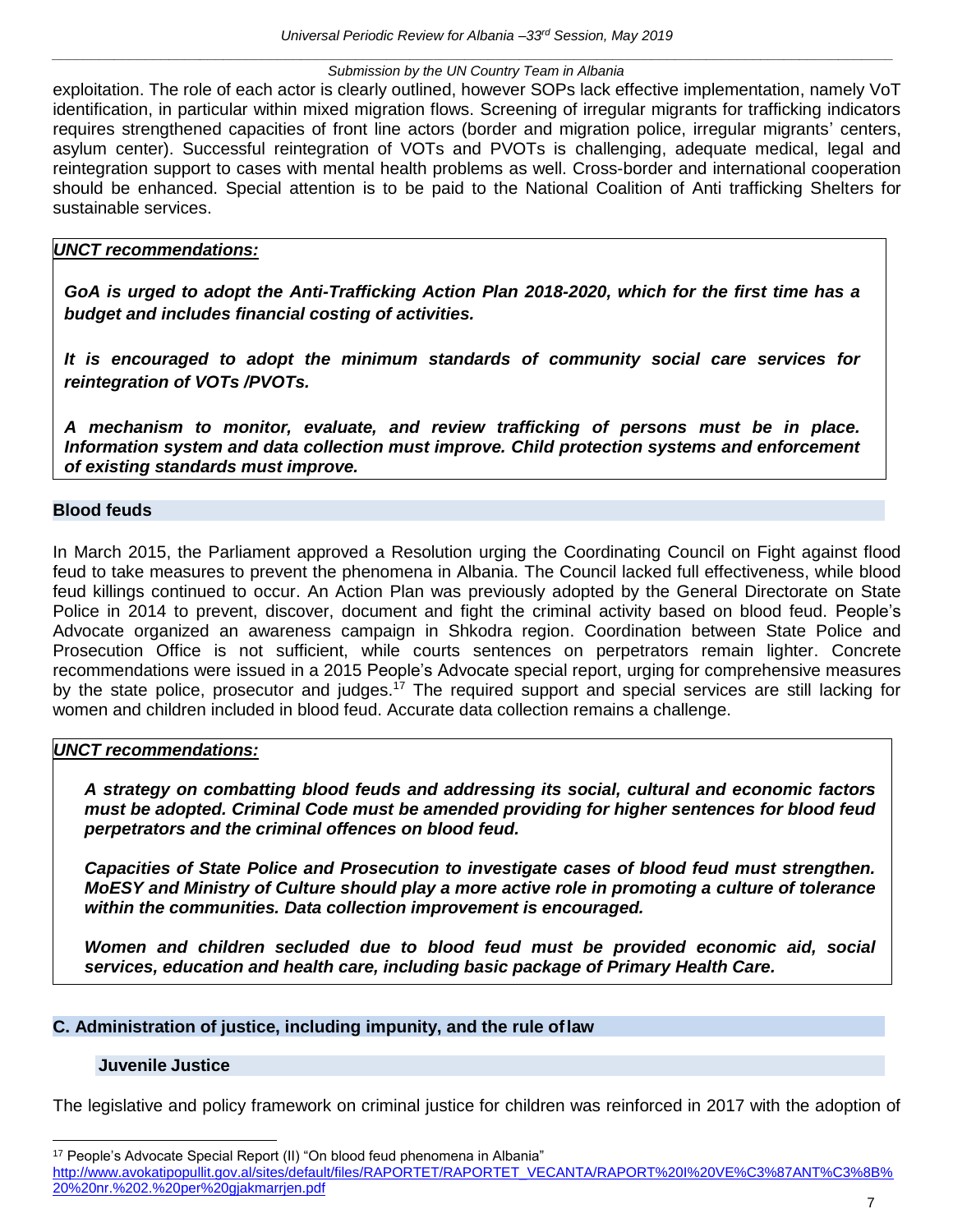exploitation. The role of each actor is clearly outlined, however SOPs lack effective implementation, namely VoT identification, in particular within mixed migration flows. Screening of irregular migrants for trafficking indicators requires strengthened capacities of front line actors (border and migration police, irregular migrants' centers, asylum center). Successful reintegration of VOTs and PVOTs is challenging, adequate medical, legal and reintegration support to cases with mental health problems as well. Cross-border and international cooperation should be enhanced. Special attention is to be paid to the National Coalition of Anti trafficking Shelters for sustainable services.

***UNCT recommendations:***

***GoA is urged to adopt the Anti-Trafficking Action Plan 2018-2020, which for the first time has a budget and includes financial costing of activities.***

***It is encouraged to adopt the minimum standards of community social care services for reintegration of VOTs /PVOTs.***

***A mechanism to monitor, evaluate, and review trafficking of persons must be in place. Information system and data collection must improve. Child protection systems and enforcement of existing standards must improve.***

### Blood feuds

In March 2015, the Parliament approved a Resolution urging the Coordinating Council on Fight against flood feud to take measures to prevent the phenomena in Albania. The Council lacked full effectiveness, while blood feud killings continued to occur. An Action Plan was previously adopted by the General Directorate on State Police in 2014 to prevent, discover, document and fight the criminal activity based on blood feud. People's Advocate organized an awareness campaign in Shkodra region. Coordination between State Police and Prosecution Office is not sufficient, while courts sentences on perpetrators remain lighter. Concrete recommendations were issued in a 2015 People's Advocate special report, urging for comprehensive measures by the state police, prosecutor and judges.[17] The required support and special services are still lacking for women and children included in blood feud. Accurate data collection remains a challenge.

***UNCT recommendations:***

***A strategy on combatting blood feuds and addressing its social, cultural and economic factors must be adopted. Criminal Code must be amended providing for higher sentences for blood feud perpetrators and the criminal offences on blood feud.***

***Capacities of State Police and Prosecution to investigate cases of blood feud must strengthen. MoESY and Ministry of Culture should play a more active role in promoting a culture of tolerance within the communities. Data collection improvement is encouraged.***

***Women and children secluded due to blood feud must be provided economic aid, social services, education and health care, including basic package of Primary Health Care.***

## C. Administration of justice, including impunity, and the rule of law

### Juvenile Justice

The legislative and policy framework on criminal justice for children was reinforced in 2017 with the adoption of

[17] People's Advocate Special Report (II) "On blood feud phenomena in Albania" http://www.avokatipopullit.gov.al/sites/default/files/RAPORTET/RAPORTET_VECANTA/RAPORT%20I%20VE%C3%87ANT%C3%8B%20%20nr.%202.%20per%20gjakmarrjen.pdf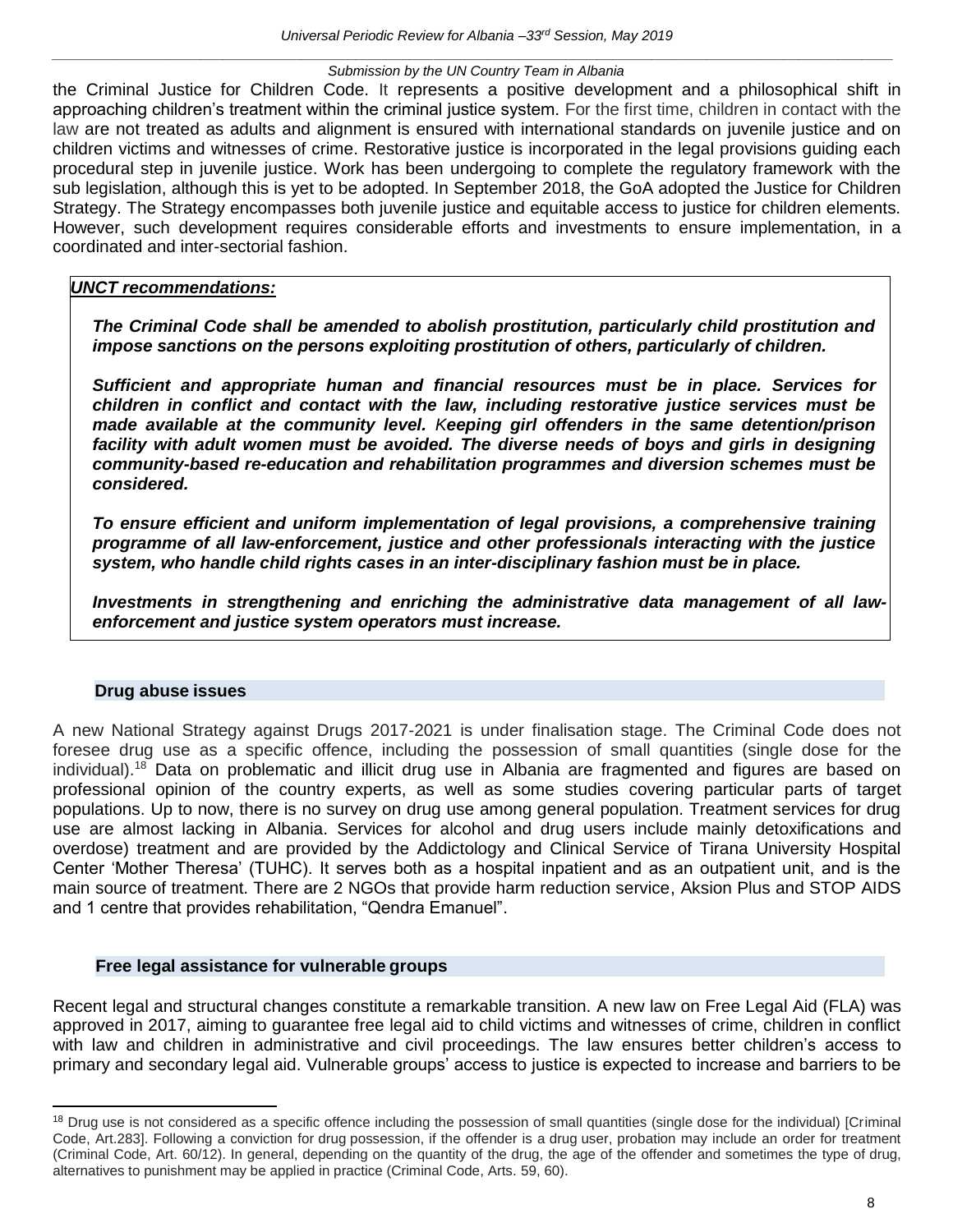the Criminal Justice for Children Code. It represents a positive development and a philosophical shift in approaching children's treatment within the criminal justice system. For the first time, children in contact with the law are not treated as adults and alignment is ensured with international standards on juvenile justice and on children victims and witnesses of crime. Restorative justice is incorporated in the legal provisions guiding each procedural step in juvenile justice. Work has been undergoing to complete the regulatory framework with the sub legislation, although this is yet to be adopted. In September 2018, the GoA adopted the Justice for Children Strategy. The Strategy encompasses both juvenile justice and equitable access to justice for children elements. However, such development requires considerable efforts and investments to ensure implementation, in a coordinated and inter-sectorial fashion.

***UNCT recommendations:***

***The Criminal Code shall be amended to abolish prostitution, particularly child prostitution and impose sanctions on the persons exploiting prostitution of others, particularly of children.***

***Sufficient and appropriate human and financial resources must be in place. Services for children in conflict and contact with the law, including restorative justice services must be made available at the community level. Keeping girl offenders in the same detention/prison facility with adult women must be avoided. The diverse needs of boys and girls in designing community-based re-education and rehabilitation programmes and diversion schemes must be considered.***

***To ensure efficient and uniform implementation of legal provisions, a comprehensive training programme of all law-enforcement, justice and other professionals interacting with the justice system, who handle child rights cases in an inter-disciplinary fashion must be in place.***

***Investments in strengthening and enriching the administrative data management of all law-enforcement and justice system operators must increase.***

### Drug abuse issues

A new National Strategy against Drugs 2017-2021 is under finalisation stage. The Criminal Code does not foresee drug use as a specific offence, including the possession of small quantities (single dose for the individual).[18] Data on problematic and illicit drug use in Albania are fragmented and figures are based on professional opinion of the country experts, as well as some studies covering particular parts of target populations. Up to now, there is no survey on drug use among general population. Treatment services for drug use are almost lacking in Albania. Services for alcohol and drug users include mainly detoxifications and overdose) treatment and are provided by the Addictology and Clinical Service of Tirana University Hospital Center 'Mother Theresa' (TUHC). It serves both as a hospital inpatient and as an outpatient unit, and is the main source of treatment. There are 2 NGOs that provide harm reduction service, Aksion Plus and STOP AIDS and 1 centre that provides rehabilitation, "Qendra Emanuel".

### Free legal assistance for vulnerable groups

Recent legal and structural changes constitute a remarkable transition. A new law on Free Legal Aid (FLA) was approved in 2017, aiming to guarantee free legal aid to child victims and witnesses of crime, children in conflict with law and children in administrative and civil proceedings. The law ensures better children's access to primary and secondary legal aid. Vulnerable groups' access to justice is expected to increase and barriers to be

[18] Drug use is not considered as a specific offence including the possession of small quantities (single dose for the individual) [Criminal Code, Art.283]. Following a conviction for drug possession, if the offender is a drug user, probation may include an order for treatment (Criminal Code, Art. 60/12). In general, depending on the quantity of the drug, the age of the offender and sometimes the type of drug, alternatives to punishment may be applied in practice (Criminal Code, Arts. 59, 60).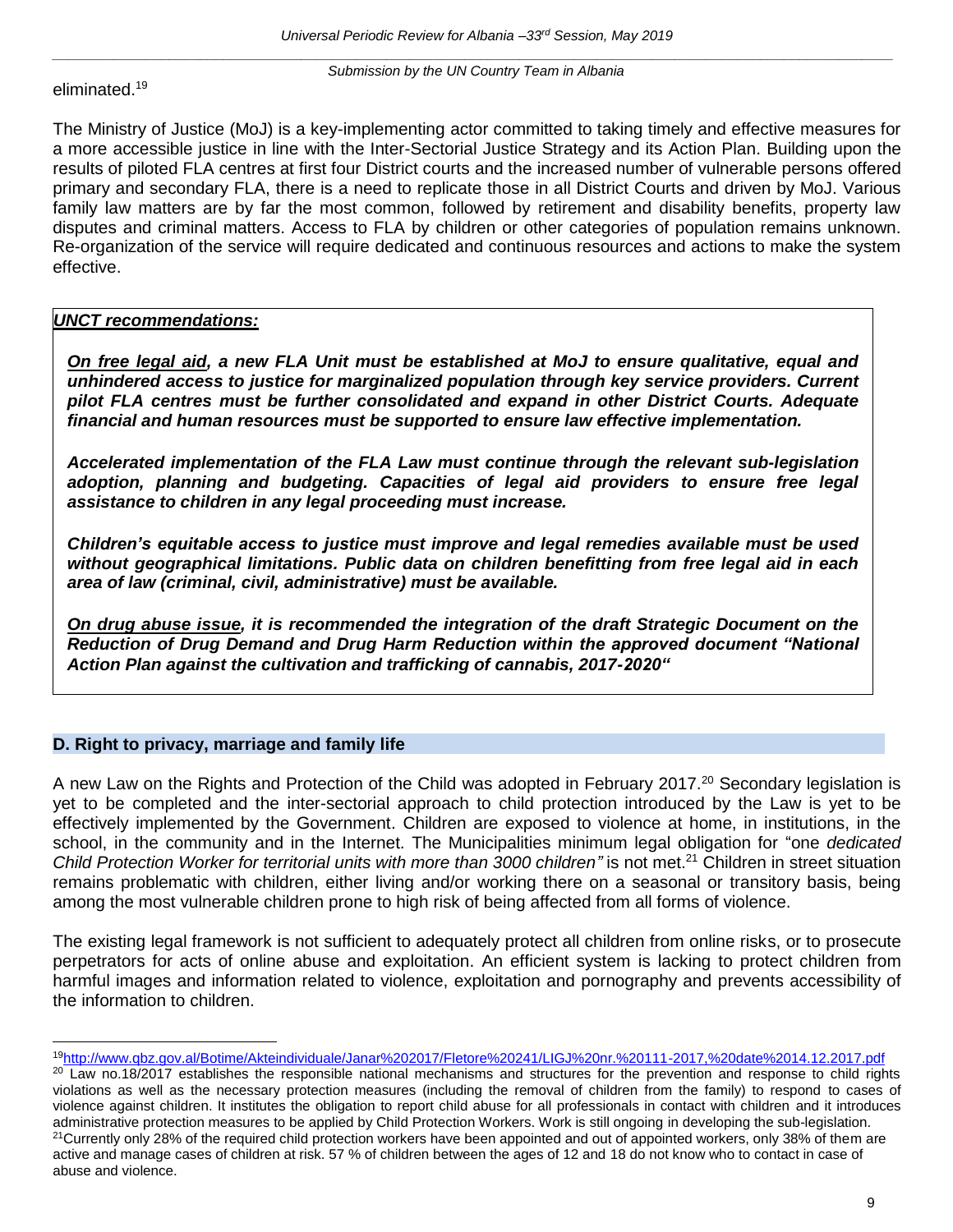eliminated.[19]

The Ministry of Justice (MoJ) is a key-implementing actor committed to taking timely and effective measures for a more accessible justice in line with the Inter-Sectorial Justice Strategy and its Action Plan. Building upon the results of piloted FLA centres at first four District courts and the increased number of vulnerable persons offered primary and secondary FLA, there is a need to replicate those in all District Courts and driven by MoJ. Various family law matters are by far the most common, followed by retirement and disability benefits, property law disputes and criminal matters. Access to FLA by children or other categories of population remains unknown. Re-organization of the service will require dedicated and continuous resources and actions to make the system effective.

***UNCT recommendations:***

***On free legal aid, a new FLA Unit must be established at MoJ to ensure qualitative, equal and unhindered access to justice for marginalized population through key service providers. Current pilot FLA centres must be further consolidated and expand in other District Courts. Adequate financial and human resources must be supported to ensure law effective implementation.***

***Accelerated implementation of the FLA Law must continue through the relevant sub-legislation adoption, planning and budgeting. Capacities of legal aid providers to ensure free legal assistance to children in any legal proceeding must increase.***

***Children's equitable access to justice must improve and legal remedies available must be used without geographical limitations. Public data on children benefitting from free legal aid in each area of law (criminal, civil, administrative) must be available.***

***On drug abuse issue, it is recommended the integration of the draft Strategic Document on the Reduction of Drug Demand and Drug Harm Reduction within the approved document "National Action Plan against the cultivation and trafficking of cannabis, 2017-2020"***

## D. Right to privacy, marriage and family life

A new Law on the Rights and Protection of the Child was adopted in February 2017.[20] Secondary legislation is yet to be completed and the inter-sectorial approach to child protection introduced by the Law is yet to be effectively implemented by the Government. Children are exposed to violence at home, in institutions, in the school, in the community and in the Internet. The Municipalities minimum legal obligation for "one *dedicated Child Protection Worker for territorial units with more than 3000 children"* is not met.[21] Children in street situation remains problematic with children, either living and/or working there on a seasonal or transitory basis, being among the most vulnerable children prone to high risk of being affected from all forms of violence.

The existing legal framework is not sufficient to adequately protect all children from online risks, or to prosecute perpetrators for acts of online abuse and exploitation. An efficient system is lacking to protect children from harmful images and information related to violence, exploitation and pornography and prevents accessibility of the information to children.

---

[19] http://www.qbz.gov.al/Botime/Akteindividuale/Janar%202017/Fletore%20241/LIGJ%20nr.%20111-2017,%20date%2014.12.2017.pdf

[20] Law no.18/2017 establishes the responsible national mechanisms and structures for the prevention and response to child rights violations as well as the necessary protection measures (including the removal of children from the family) to respond to cases of violence against children. It institutes the obligation to report child abuse for all professionals in contact with children and it introduces administrative protection measures to be applied by Child Protection Workers. Work is still ongoing in developing the sub-legislation.

[21] Currently only 28% of the required child protection workers have been appointed and out of appointed workers, only 38% of them are active and manage cases of children at risk. 57 % of children between the ages of 12 and 18 do not know who to contact in case of abuse and violence.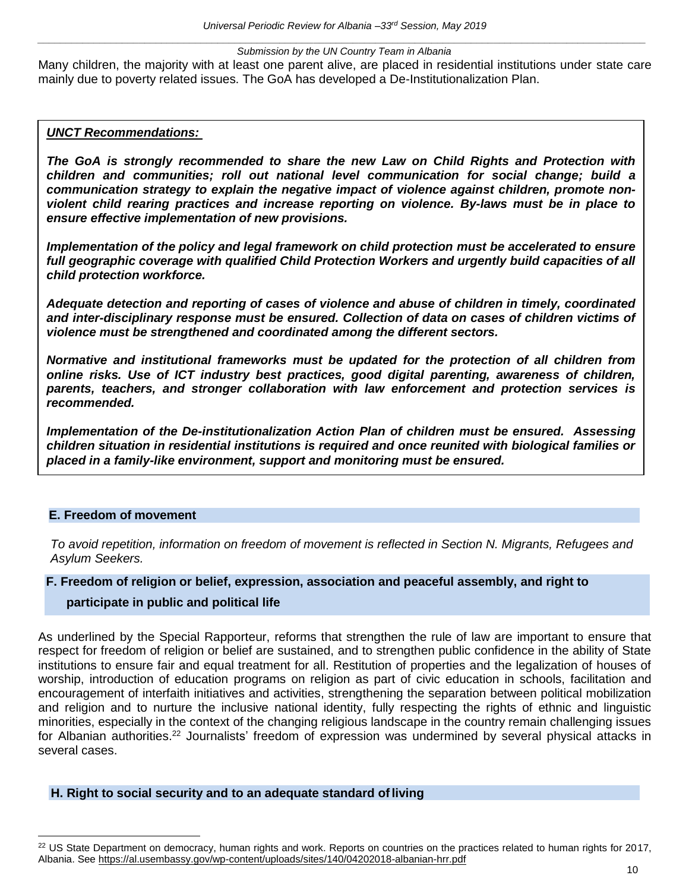Many children, the majority with at least one parent alive, are placed in residential institutions under state care mainly due to poverty related issues. The GoA has developed a De-Institutionalization Plan.

***UNCT Recommendations:***

***The GoA is strongly recommended to share the new Law on Child Rights and Protection with children and communities; roll out national level communication for social change; build a communication strategy to explain the negative impact of violence against children, promote non-violent child rearing practices and increase reporting on violence. By-laws must be in place to ensure effective implementation of new provisions.***

***Implementation of the policy and legal framework on child protection must be accelerated to ensure full geographic coverage with qualified Child Protection Workers and urgently build capacities of all child protection workforce.***

***Adequate detection and reporting of cases of violence and abuse of children in timely, coordinated and inter-disciplinary response must be ensured. Collection of data on cases of children victims of violence must be strengthened and coordinated among the different sectors.***

***Normative and institutional frameworks must be updated for the protection of all children from online risks. Use of ICT industry best practices, good digital parenting, awareness of children, parents, teachers, and stronger collaboration with law enforcement and protection services is recommended.***

***Implementation of the De-institutionalization Action Plan of children must be ensured. Assessing children situation in residential institutions is required and once reunited with biological families or placed in a family-like environment, support and monitoring must be ensured.***

## E. Freedom of movement

*To avoid repetition, information on freedom of movement is reflected in Section N. Migrants, Refugees and Asylum Seekers.*

## F. Freedom of religion or belief, expression, association and peaceful assembly, and right to participate in public and political life

As underlined by the Special Rapporteur, reforms that strengthen the rule of law are important to ensure that respect for freedom of religion or belief are sustained, and to strengthen public confidence in the ability of State institutions to ensure fair and equal treatment for all. Restitution of properties and the legalization of houses of worship, introduction of education programs on religion as part of civic education in schools, facilitation and encouragement of interfaith initiatives and activities, strengthening the separation between political mobilization and religion and to nurture the inclusive national identity, fully respecting the rights of ethnic and linguistic minorities, especially in the context of the changing religious landscape in the country remain challenging issues for Albanian authorities.[22] Journalists' freedom of expression was undermined by several physical attacks in several cases.

## H. Right to social security and to an adequate standard of living

[22] US State Department on democracy, human rights and work. Reports on countries on the practices related to human rights for 2017, Albania. See https://al.usembassy.gov/wp-content/uploads/sites/140/04202018-albanian-hrr.pdf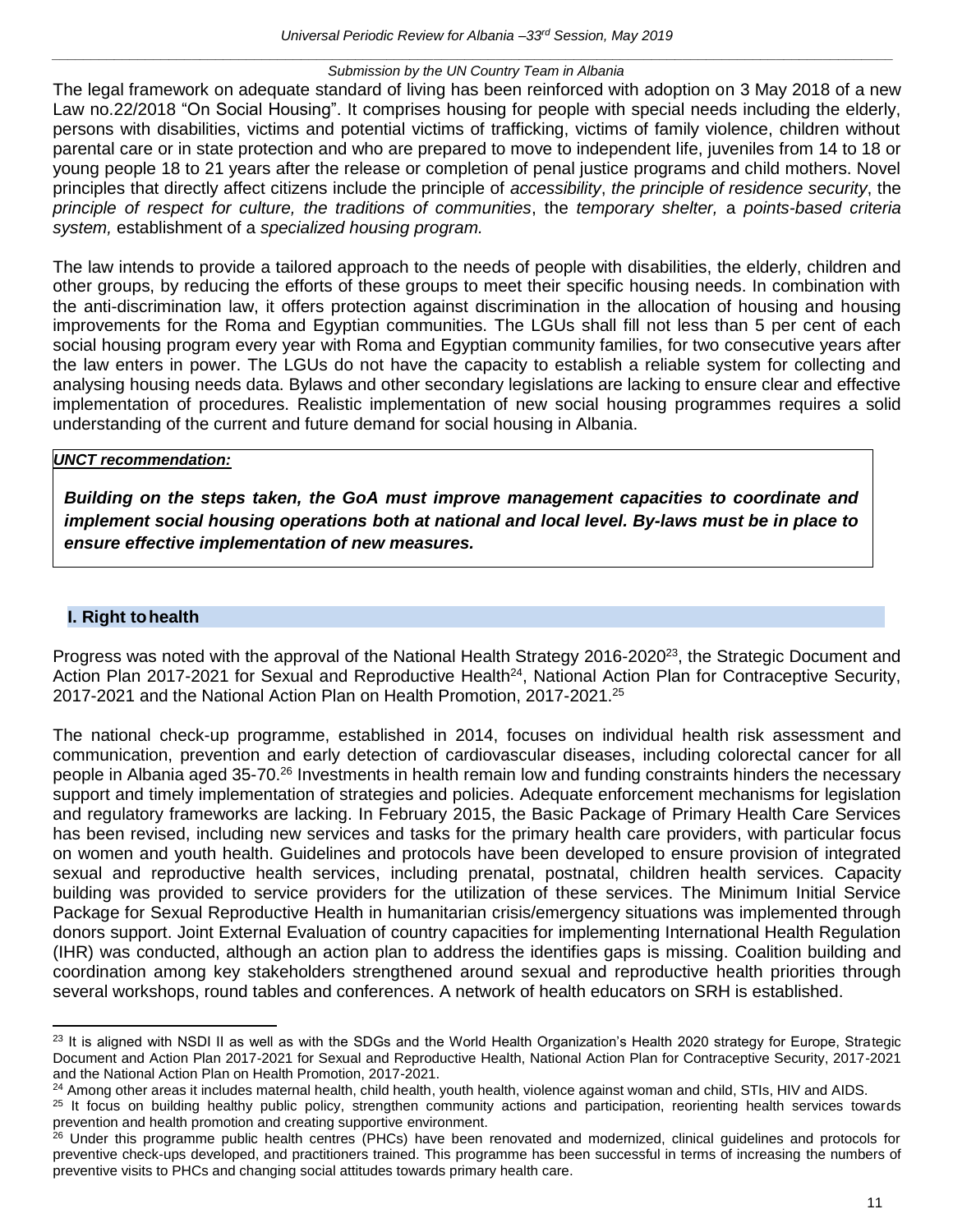The legal framework on adequate standard of living has been reinforced with adoption on 3 May 2018 of a new Law no.22/2018 "On Social Housing". It comprises housing for people with special needs including the elderly, persons with disabilities, victims and potential victims of trafficking, victims of family violence, children without parental care or in state protection and who are prepared to move to independent life, juveniles from 14 to 18 or young people 18 to 21 years after the release or completion of penal justice programs and child mothers. Novel principles that directly affect citizens include the principle of *accessibility*, *the principle of residence security*, the *principle of respect for culture, the traditions of communities*, the *temporary shelter,* a *points-based criteria system,* establishment of a *specialized housing program.*

The law intends to provide a tailored approach to the needs of people with disabilities, the elderly, children and other groups, by reducing the efforts of these groups to meet their specific housing needs. In combination with the anti-discrimination law, it offers protection against discrimination in the allocation of housing and housing improvements for the Roma and Egyptian communities. The LGUs shall fill not less than 5 per cent of each social housing program every year with Roma and Egyptian community families, for two consecutive years after the law enters in power. The LGUs do not have the capacity to establish a reliable system for collecting and analysing housing needs data. Bylaws and other secondary legislations are lacking to ensure clear and effective implementation of procedures. Realistic implementation of new social housing programmes requires a solid understanding of the current and future demand for social housing in Albania.

***UNCT recommendation:***

***Building on the steps taken, the GoA must improve management capacities to coordinate and implement social housing operations both at national and local level. By-laws must be in place to ensure effective implementation of new measures.***

## I. Right to health

Progress was noted with the approval of the National Health Strategy 2016-2020[23], the Strategic Document and Action Plan 2017-2021 for Sexual and Reproductive Health[24], National Action Plan for Contraceptive Security, 2017-2021 and the National Action Plan on Health Promotion, 2017-2021.[25]

The national check-up programme, established in 2014, focuses on individual health risk assessment and communication, prevention and early detection of cardiovascular diseases, including colorectal cancer for all people in Albania aged 35-70.[26] Investments in health remain low and funding constraints hinders the necessary support and timely implementation of strategies and policies. Adequate enforcement mechanisms for legislation and regulatory frameworks are lacking. In February 2015, the Basic Package of Primary Health Care Services has been revised, including new services and tasks for the primary health care providers, with particular focus on women and youth health. Guidelines and protocols have been developed to ensure provision of integrated sexual and reproductive health services, including prenatal, postnatal, children health services. Capacity building was provided to service providers for the utilization of these services. The Minimum Initial Service Package for Sexual Reproductive Health in humanitarian crisis/emergency situations was implemented through donors support. Joint External Evaluation of country capacities for implementing International Health Regulation (IHR) was conducted, although an action plan to address the identifies gaps is missing. Coalition building and coordination among key stakeholders strengthened around sexual and reproductive health priorities through several workshops, round tables and conferences. A network of health educators on SRH is established.

---

[23] It is aligned with NSDI II as well as with the SDGs and the World Health Organization's Health 2020 strategy for Europe, Strategic Document and Action Plan 2017-2021 for Sexual and Reproductive Health, National Action Plan for Contraceptive Security, 2017-2021 and the National Action Plan on Health Promotion, 2017-2021.

[24] Among other areas it includes maternal health, child health, youth health, violence against woman and child, STIs, HIV and AIDS.

[25] It focus on building healthy public policy, strengthen community actions and participation, reorienting health services towards prevention and health promotion and creating supportive environment.

[26] Under this programme public health centres (PHCs) have been renovated and modernized, clinical guidelines and protocols for preventive check-ups developed, and practitioners trained. This programme has been successful in terms of increasing the numbers of preventive visits to PHCs and changing social attitudes towards primary health care.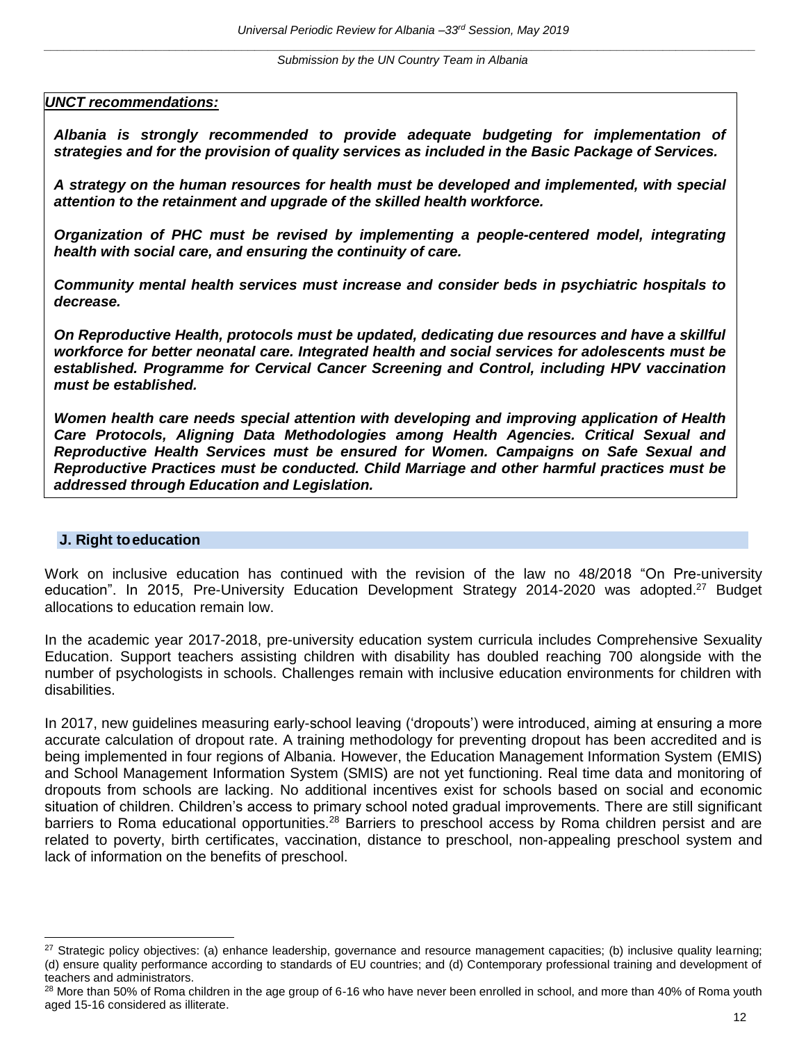***UNCT recommendations:***

***Albania is strongly recommended to provide adequate budgeting for implementation of strategies and for the provision of quality services as included in the Basic Package of Services.***

***A strategy on the human resources for health must be developed and implemented, with special attention to the retainment and upgrade of the skilled health workforce.***

***Organization of PHC must be revised by implementing a people-centered model, integrating health with social care, and ensuring the continuity of care.***

***Community mental health services must increase and consider beds in psychiatric hospitals to decrease.***

***On Reproductive Health, protocols must be updated, dedicating due resources and have a skillful workforce for better neonatal care. Integrated health and social services for adolescents must be established. Programme for Cervical Cancer Screening and Control, including HPV vaccination must be established.***

***Women health care needs special attention with developing and improving application of Health Care Protocols, Aligning Data Methodologies among Health Agencies. Critical Sexual and Reproductive Health Services must be ensured for Women. Campaigns on Safe Sexual and Reproductive Practices must be conducted. Child Marriage and other harmful practices must be addressed through Education and Legislation.***

## J. Right to education

Work on inclusive education has continued with the revision of the law no 48/2018 "On Pre-university education". In 2015, Pre-University Education Development Strategy 2014-2020 was adopted.[27] Budget allocations to education remain low.

In the academic year 2017-2018, pre-university education system curricula includes Comprehensive Sexuality Education. Support teachers assisting children with disability has doubled reaching 700 alongside with the number of psychologists in schools. Challenges remain with inclusive education environments for children with disabilities.

In 2017, new guidelines measuring early-school leaving ('dropouts') were introduced, aiming at ensuring a more accurate calculation of dropout rate. A training methodology for preventing dropout has been accredited and is being implemented in four regions of Albania. However, the Education Management Information System (EMIS) and School Management Information System (SMIS) are not yet functioning. Real time data and monitoring of dropouts from schools are lacking. No additional incentives exist for schools based on social and economic situation of children. Children's access to primary school noted gradual improvements. There are still significant barriers to Roma educational opportunities.[28] Barriers to preschool access by Roma children persist and are related to poverty, birth certificates, vaccination, distance to preschool, non-appealing preschool system and lack of information on the benefits of preschool.

---

[27] Strategic policy objectives: (a) enhance leadership, governance and resource management capacities; (b) inclusive quality learning; (d) ensure quality performance according to standards of EU countries; and (d) Contemporary professional training and development of teachers and administrators.

[28] More than 50% of Roma children in the age group of 6-16 who have never been enrolled in school, and more than 40% of Roma youth aged 15-16 considered as illiterate.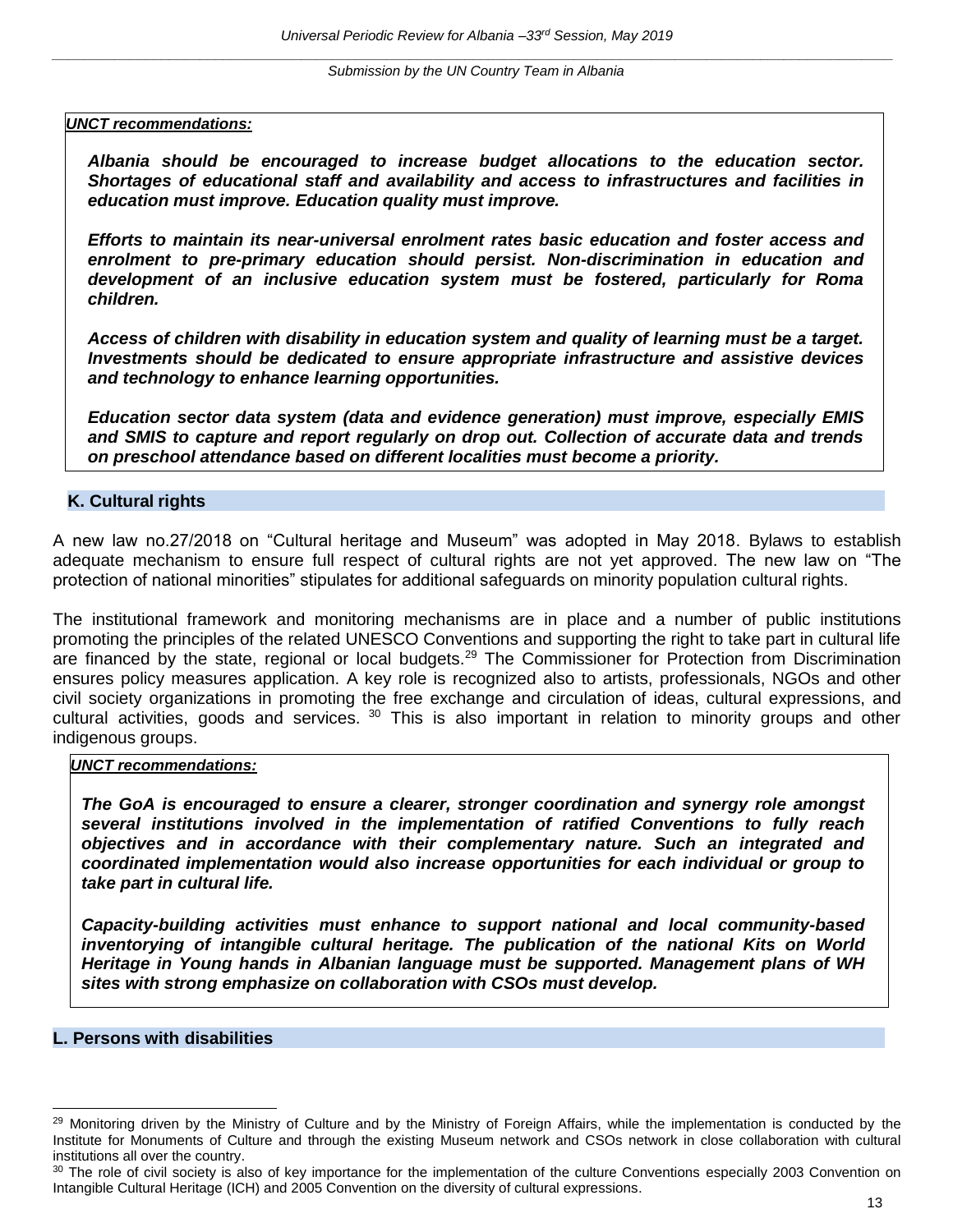***UNCT recommendations:***

***Albania should be encouraged to increase budget allocations to the education sector. Shortages of educational staff and availability and access to infrastructures and facilities in education must improve. Education quality must improve.***

***Efforts to maintain its near-universal enrolment rates basic education and foster access and enrolment to pre-primary education should persist. Non-discrimination in education and development of an inclusive education system must be fostered, particularly for Roma children.***

***Access of children with disability in education system and quality of learning must be a target. Investments should be dedicated to ensure appropriate infrastructure and assistive devices and technology to enhance learning opportunities.***

***Education sector data system (data and evidence generation) must improve, especially EMIS and SMIS to capture and report regularly on drop out. Collection of accurate data and trends on preschool attendance based on different localities must become a priority.***

## K. Cultural rights

A new law no.27/2018 on "Cultural heritage and Museum" was adopted in May 2018. Bylaws to establish adequate mechanism to ensure full respect of cultural rights are not yet approved. The new law on "The protection of national minorities" stipulates for additional safeguards on minority population cultural rights.

The institutional framework and monitoring mechanisms are in place and a number of public institutions promoting the principles of the related UNESCO Conventions and supporting the right to take part in cultural life are financed by the state, regional or local budgets.[29] The Commissioner for Protection from Discrimination ensures policy measures application. A key role is recognized also to artists, professionals, NGOs and other civil society organizations in promoting the free exchange and circulation of ideas, cultural expressions, and cultural activities, goods and services. [30] This is also important in relation to minority groups and other indigenous groups.

***UNCT recommendations:***

***The GoA is encouraged to ensure a clearer, stronger coordination and synergy role amongst several institutions involved in the implementation of ratified Conventions to fully reach objectives and in accordance with their complementary nature. Such an integrated and coordinated implementation would also increase opportunities for each individual or group to take part in cultural life.***

***Capacity-building activities must enhance to support national and local community-based inventorying of intangible cultural heritage. The publication of the national Kits on World Heritage in Young hands in Albanian language must be supported. Management plans of WH sites with strong emphasize on collaboration with CSOs must develop.***

## L. Persons with disabilities

[29] Monitoring driven by the Ministry of Culture and by the Ministry of Foreign Affairs, while the implementation is conducted by the Institute for Monuments of Culture and through the existing Museum network and CSOs network in close collaboration with cultural institutions all over the country.

[30] The role of civil society is also of key importance for the implementation of the culture Conventions especially 2003 Convention on Intangible Cultural Heritage (ICH) and 2005 Convention on the diversity of cultural expressions.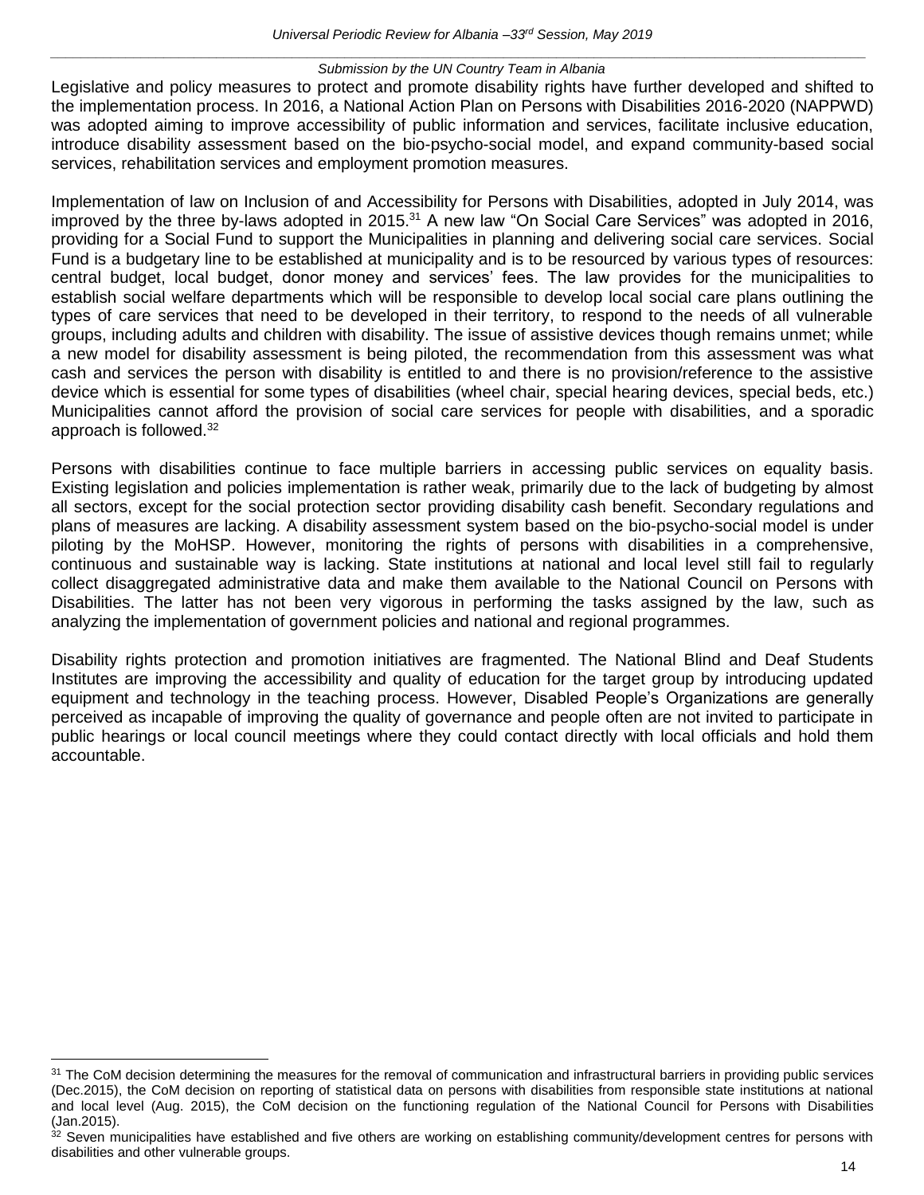Legislative and policy measures to protect and promote disability rights have further developed and shifted to the implementation process. In 2016, a National Action Plan on Persons with Disabilities 2016-2020 (NAPPWD) was adopted aiming to improve accessibility of public information and services, facilitate inclusive education, introduce disability assessment based on the bio-psycho-social model, and expand community-based social services, rehabilitation services and employment promotion measures.

Implementation of law on Inclusion of and Accessibility for Persons with Disabilities, adopted in July 2014, was improved by the three by-laws adopted in 2015.[31] A new law "On Social Care Services" was adopted in 2016, providing for a Social Fund to support the Municipalities in planning and delivering social care services. Social Fund is a budgetary line to be established at municipality and is to be resourced by various types of resources: central budget, local budget, donor money and services' fees. The law provides for the municipalities to establish social welfare departments which will be responsible to develop local social care plans outlining the types of care services that need to be developed in their territory, to respond to the needs of all vulnerable groups, including adults and children with disability. The issue of assistive devices though remains unmet; while a new model for disability assessment is being piloted, the recommendation from this assessment was what cash and services the person with disability is entitled to and there is no provision/reference to the assistive device which is essential for some types of disabilities (wheel chair, special hearing devices, special beds, etc.) Municipalities cannot afford the provision of social care services for people with disabilities, and a sporadic approach is followed.[32]

Persons with disabilities continue to face multiple barriers in accessing public services on equality basis. Existing legislation and policies implementation is rather weak, primarily due to the lack of budgeting by almost all sectors, except for the social protection sector providing disability cash benefit. Secondary regulations and plans of measures are lacking. A disability assessment system based on the bio-psycho-social model is under piloting by the MoHSP. However, monitoring the rights of persons with disabilities in a comprehensive, continuous and sustainable way is lacking. State institutions at national and local level still fail to regularly collect disaggregated administrative data and make them available to the National Council on Persons with Disabilities. The latter has not been very vigorous in performing the tasks assigned by the law, such as analyzing the implementation of government policies and national and regional programmes.

Disability rights protection and promotion initiatives are fragmented. The National Blind and Deaf Students Institutes are improving the accessibility and quality of education for the target group by introducing updated equipment and technology in the teaching process. However, Disabled People's Organizations are generally perceived as incapable of improving the quality of governance and people often are not invited to participate in public hearings or local council meetings where they could contact directly with local officials and hold them accountable.

---

[31] The CoM decision determining the measures for the removal of communication and infrastructural barriers in providing public services (Dec.2015), the CoM decision on reporting of statistical data on persons with disabilities from responsible state institutions at national and local level (Aug. 2015), the CoM decision on the functioning regulation of the National Council for Persons with Disabilities (Jan.2015).

[32] Seven municipalities have established and five others are working on establishing community/development centres for persons with disabilities and other vulnerable groups.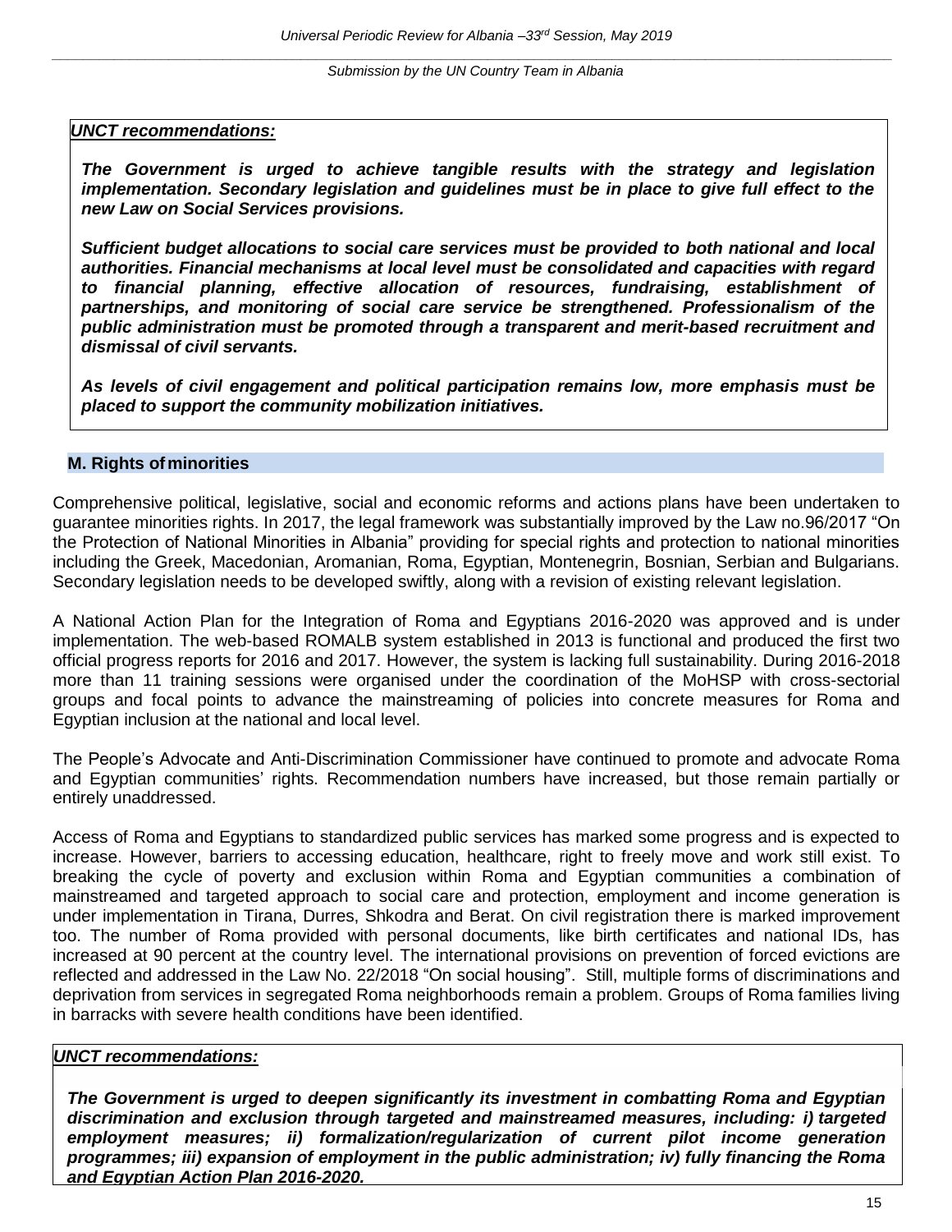***UNCT recommendations:***

***The Government is urged to achieve tangible results with the strategy and legislation implementation. Secondary legislation and guidelines must be in place to give full effect to the new Law on Social Services provisions.***

***Sufficient budget allocations to social care services must be provided to both national and local authorities. Financial mechanisms at local level must be consolidated and capacities with regard to financial planning, effective allocation of resources, fundraising, establishment of partnerships, and monitoring of social care service be strengthened. Professionalism of the public administration must be promoted through a transparent and merit-based recruitment and dismissal of civil servants.***

***As levels of civil engagement and political participation remains low, more emphasis must be placed to support the community mobilization initiatives.***

## M. Rights of minorities

Comprehensive political, legislative, social and economic reforms and actions plans have been undertaken to guarantee minorities rights. In 2017, the legal framework was substantially improved by the Law no.96/2017 "On the Protection of National Minorities in Albania" providing for special rights and protection to national minorities including the Greek, Macedonian, Aromanian, Roma, Egyptian, Montenegrin, Bosnian, Serbian and Bulgarians. Secondary legislation needs to be developed swiftly, along with a revision of existing relevant legislation.

A National Action Plan for the Integration of Roma and Egyptians 2016-2020 was approved and is under implementation. The web-based ROMALB system established in 2013 is functional and produced the first two official progress reports for 2016 and 2017. However, the system is lacking full sustainability. During 2016-2018 more than 11 training sessions were organised under the coordination of the MoHSP with cross-sectorial groups and focal points to advance the mainstreaming of policies into concrete measures for Roma and Egyptian inclusion at the national and local level.

The People's Advocate and Anti-Discrimination Commissioner have continued to promote and advocate Roma and Egyptian communities' rights. Recommendation numbers have increased, but those remain partially or entirely unaddressed.

Access of Roma and Egyptians to standardized public services has marked some progress and is expected to increase. However, barriers to accessing education, healthcare, right to freely move and work still exist. To breaking the cycle of poverty and exclusion within Roma and Egyptian communities a combination of mainstreamed and targeted approach to social care and protection, employment and income generation is under implementation in Tirana, Durres, Shkodra and Berat. On civil registration there is marked improvement too. The number of Roma provided with personal documents, like birth certificates and national IDs, has increased at 90 percent at the country level. The international provisions on prevention of forced evictions are reflected and addressed in the Law No. 22/2018 "On social housing". Still, multiple forms of discriminations and deprivation from services in segregated Roma neighborhoods remain a problem. Groups of Roma families living in barracks with severe health conditions have been identified.

***UNCT recommendations:***

***The Government is urged to deepen significantly its investment in combatting Roma and Egyptian discrimination and exclusion through targeted and mainstreamed measures, including: i) targeted employment measures; ii) formalization/regularization of current pilot income generation programmes; iii) expansion of employment in the public administration; iv) fully financing the Roma and Egyptian Action Plan 2016-2020.***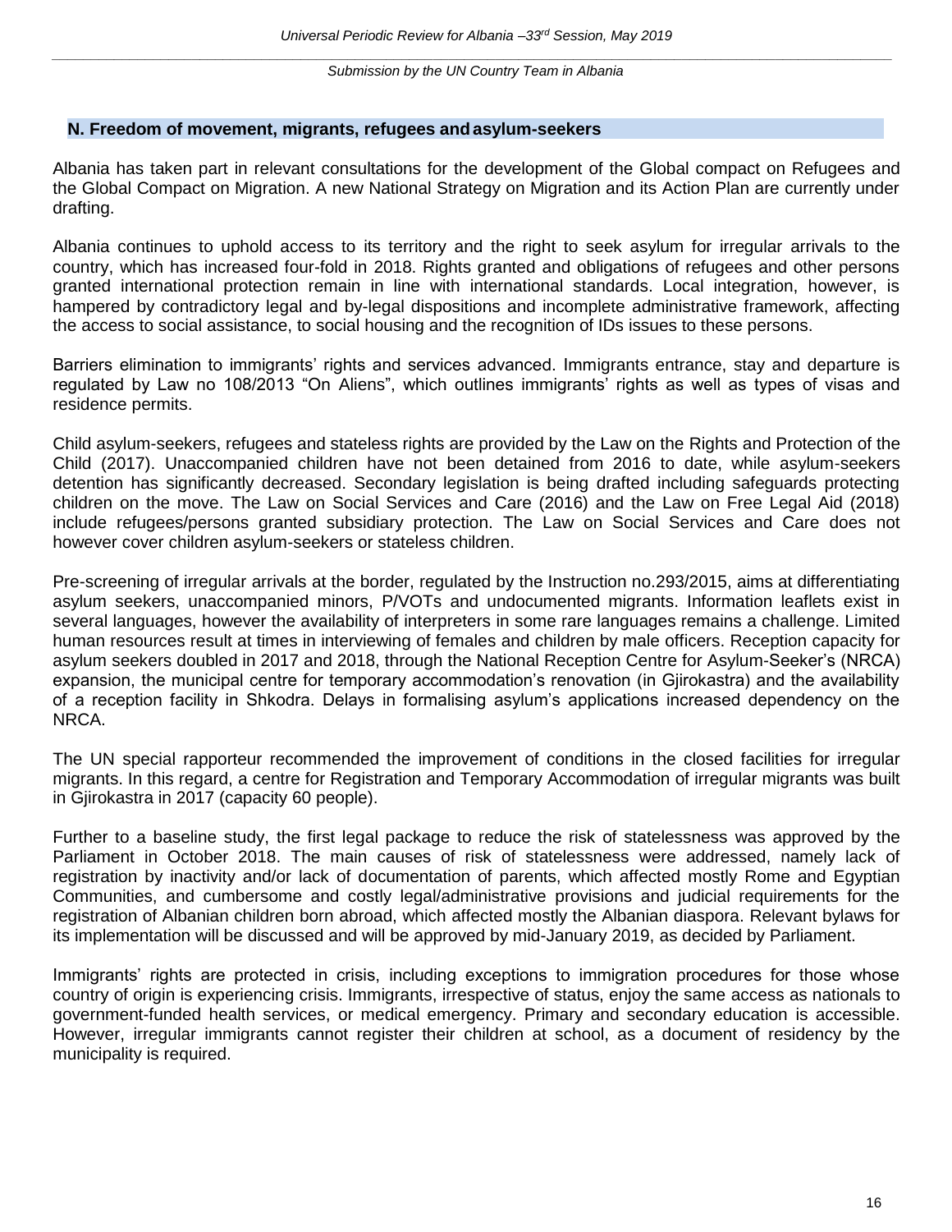## N. Freedom of movement, migrants, refugees and asylum-seekers

Albania has taken part in relevant consultations for the development of the Global compact on Refugees and the Global Compact on Migration. A new National Strategy on Migration and its Action Plan are currently under drafting.

Albania continues to uphold access to its territory and the right to seek asylum for irregular arrivals to the country, which has increased four-fold in 2018. Rights granted and obligations of refugees and other persons granted international protection remain in line with international standards. Local integration, however, is hampered by contradictory legal and by-legal dispositions and incomplete administrative framework, affecting the access to social assistance, to social housing and the recognition of IDs issues to these persons.

Barriers elimination to immigrants' rights and services advanced. Immigrants entrance, stay and departure is regulated by Law no 108/2013 "On Aliens", which outlines immigrants' rights as well as types of visas and residence permits.

Child asylum-seekers, refugees and stateless rights are provided by the Law on the Rights and Protection of the Child (2017). Unaccompanied children have not been detained from 2016 to date, while asylum-seekers detention has significantly decreased. Secondary legislation is being drafted including safeguards protecting children on the move. The Law on Social Services and Care (2016) and the Law on Free Legal Aid (2018) include refugees/persons granted subsidiary protection. The Law on Social Services and Care does not however cover children asylum-seekers or stateless children.

Pre-screening of irregular arrivals at the border, regulated by the Instruction no.293/2015, aims at differentiating asylum seekers, unaccompanied minors, P/VOTs and undocumented migrants. Information leaflets exist in several languages, however the availability of interpreters in some rare languages remains a challenge. Limited human resources result at times in interviewing of females and children by male officers. Reception capacity for asylum seekers doubled in 2017 and 2018, through the National Reception Centre for Asylum-Seeker's (NRCA) expansion, the municipal centre for temporary accommodation's renovation (in Gjirokastra) and the availability of a reception facility in Shkodra. Delays in formalising asylum's applications increased dependency on the NRCA.

The UN special rapporteur recommended the improvement of conditions in the closed facilities for irregular migrants. In this regard, a centre for Registration and Temporary Accommodation of irregular migrants was built in Gjirokastra in 2017 (capacity 60 people).

Further to a baseline study, the first legal package to reduce the risk of statelessness was approved by the Parliament in October 2018. The main causes of risk of statelessness were addressed, namely lack of registration by inactivity and/or lack of documentation of parents, which affected mostly Rome and Egyptian Communities, and cumbersome and costly legal/administrative provisions and judicial requirements for the registration of Albanian children born abroad, which affected mostly the Albanian diaspora. Relevant bylaws for its implementation will be discussed and will be approved by mid-January 2019, as decided by Parliament.

Immigrants' rights are protected in crisis, including exceptions to immigration procedures for those whose country of origin is experiencing crisis. Immigrants, irrespective of status, enjoy the same access as nationals to government-funded health services, or medical emergency. Primary and secondary education is accessible. However, irregular immigrants cannot register their children at school, as a document of residency by the municipality is required.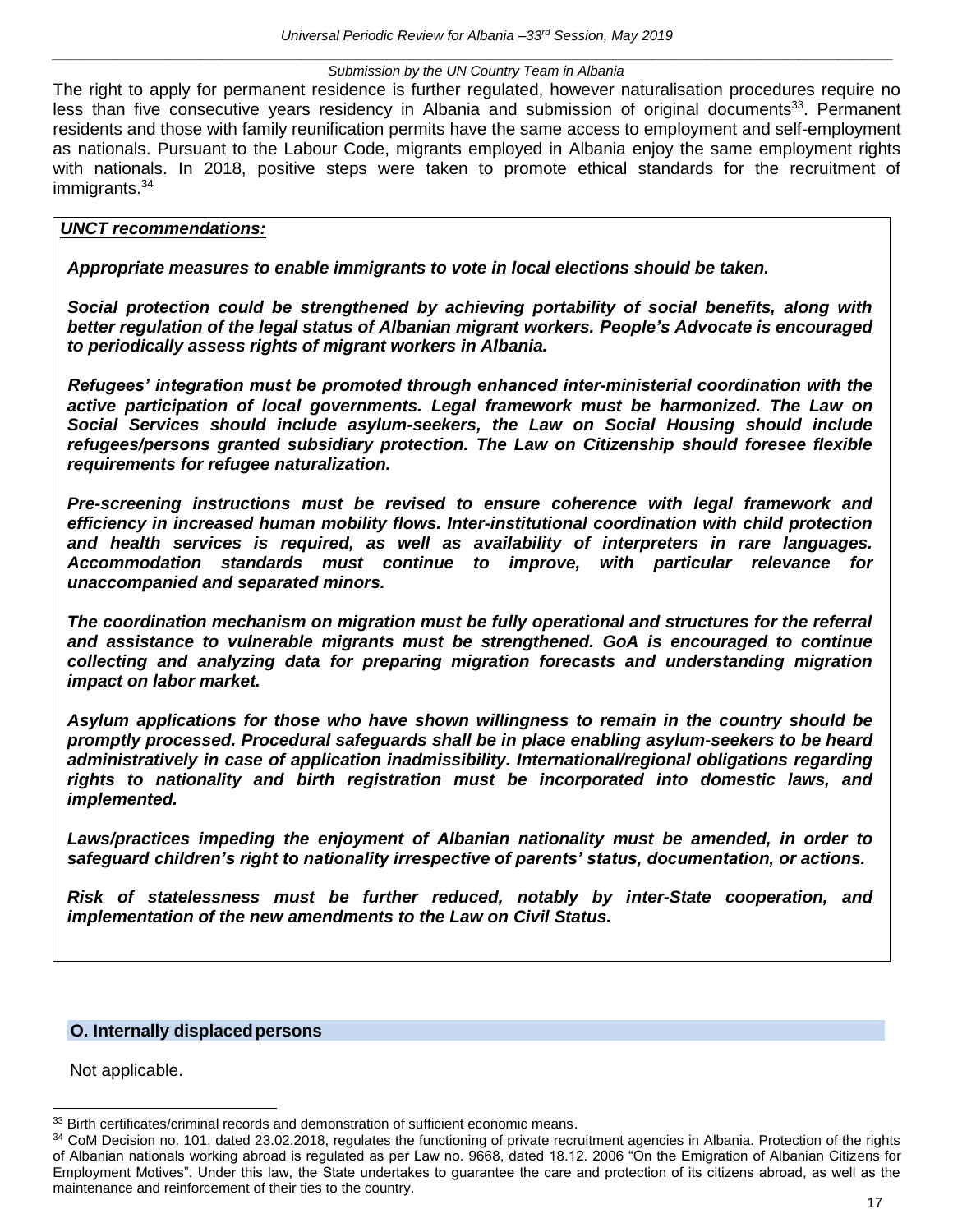The right to apply for permanent residence is further regulated, however naturalisation procedures require no less than five consecutive years residency in Albania and submission of original documents[33]. Permanent residents and those with family reunification permits have the same access to employment and self-employment as nationals. Pursuant to the Labour Code, migrants employed in Albania enjoy the same employment rights with nationals. In 2018, positive steps were taken to promote ethical standards for the recruitment of immigrants.[34]

***UNCT recommendations:***

***Appropriate measures to enable immigrants to vote in local elections should be taken.***

***Social protection could be strengthened by achieving portability of social benefits, along with better regulation of the legal status of Albanian migrant workers. People's Advocate is encouraged to periodically assess rights of migrant workers in Albania.***

***Refugees' integration must be promoted through enhanced inter-ministerial coordination with the active participation of local governments. Legal framework must be harmonized. The Law on Social Services should include asylum-seekers, the Law on Social Housing should include refugees/persons granted subsidiary protection. The Law on Citizenship should foresee flexible requirements for refugee naturalization.***

***Pre-screening instructions must be revised to ensure coherence with legal framework and efficiency in increased human mobility flows. Inter-institutional coordination with child protection and health services is required, as well as availability of interpreters in rare languages. Accommodation standards must continue to improve, with particular relevance for unaccompanied and separated minors.***

***The coordination mechanism on migration must be fully operational and structures for the referral and assistance to vulnerable migrants must be strengthened. GoA is encouraged to continue collecting and analyzing data for preparing migration forecasts and understanding migration impact on labor market.***

***Asylum applications for those who have shown willingness to remain in the country should be promptly processed. Procedural safeguards shall be in place enabling asylum-seekers to be heard administratively in case of application inadmissibility. International/regional obligations regarding rights to nationality and birth registration must be incorporated into domestic laws, and implemented.***

***Laws/practices impeding the enjoyment of Albanian nationality must be amended, in order to safeguard children's right to nationality irrespective of parents' status, documentation, or actions.***

***Risk of statelessness must be further reduced, notably by inter-State cooperation, and implementation of the new amendments to the Law on Civil Status.***

## O. Internally displaced persons

Not applicable.

---

[33] Birth certificates/criminal records and demonstration of sufficient economic means.

[34] CoM Decision no. 101, dated 23.02.2018, regulates the functioning of private recruitment agencies in Albania. Protection of the rights of Albanian nationals working abroad is regulated as per Law no. 9668, dated 18.12. 2006 "On the Emigration of Albanian Citizens for Employment Motives". Under this law, the State undertakes to guarantee the care and protection of its citizens abroad, as well as the maintenance and reinforcement of their ties to the country.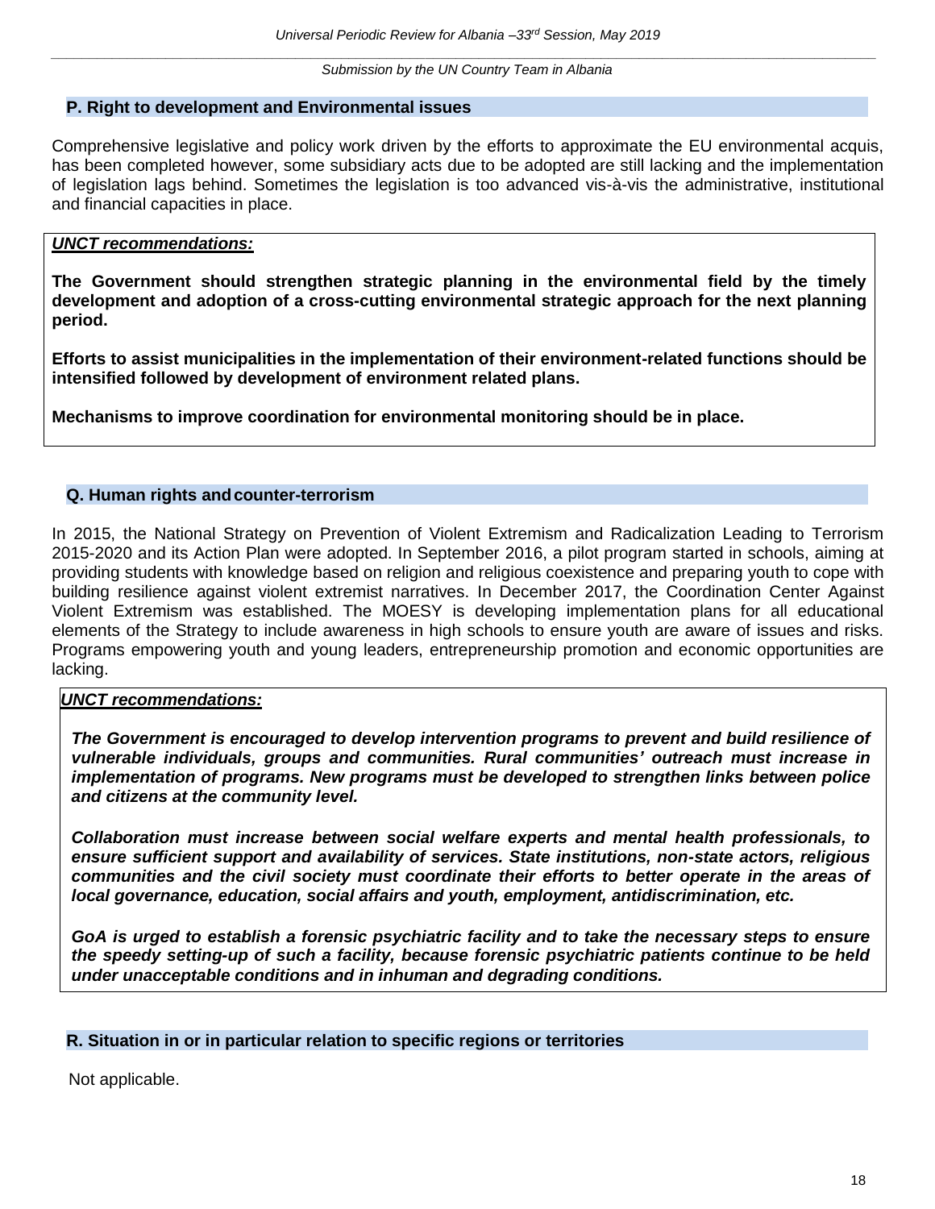## P. Right to development and Environmental issues

Comprehensive legislative and policy work driven by the efforts to approximate the EU environmental acquis, has been completed however, some subsidiary acts due to be adopted are still lacking and the implementation of legislation lags behind. Sometimes the legislation is too advanced vis-à-vis the administrative, institutional and financial capacities in place.

***UNCT recommendations:***

**The Government should strengthen strategic planning in the environmental field by the timely development and adoption of a cross-cutting environmental strategic approach for the next planning period.**

**Efforts to assist municipalities in the implementation of their environment-related functions should be intensified followed by development of environment related plans.**

**Mechanisms to improve coordination for environmental monitoring should be in place.**

## Q. Human rights and counter-terrorism

In 2015, the National Strategy on Prevention of Violent Extremism and Radicalization Leading to Terrorism 2015-2020 and its Action Plan were adopted. In September 2016, a pilot program started in schools, aiming at providing students with knowledge based on religion and religious coexistence and preparing youth to cope with building resilience against violent extremist narratives. In December 2017, the Coordination Center Against Violent Extremism was established. The MOESY is developing implementation plans for all educational elements of the Strategy to include awareness in high schools to ensure youth are aware of issues and risks. Programs empowering youth and young leaders, entrepreneurship promotion and economic opportunities are lacking.

***UNCT recommendations:***

***The Government is encouraged to develop intervention programs to prevent and build resilience of vulnerable individuals, groups and communities. Rural communities' outreach must increase in implementation of programs. New programs must be developed to strengthen links between police and citizens at the community level.***

***Collaboration must increase between social welfare experts and mental health professionals, to ensure sufficient support and availability of services. State institutions, non-state actors, religious communities and the civil society must coordinate their efforts to better operate in the areas of local governance, education, social affairs and youth, employment, antidiscrimination, etc.***

***GoA is urged to establish a forensic psychiatric facility and to take the necessary steps to ensure the speedy setting-up of such a facility, because forensic psychiatric patients continue to be held under unacceptable conditions and in inhuman and degrading conditions.***

## R. Situation in or in particular relation to specific regions or territories

Not applicable.